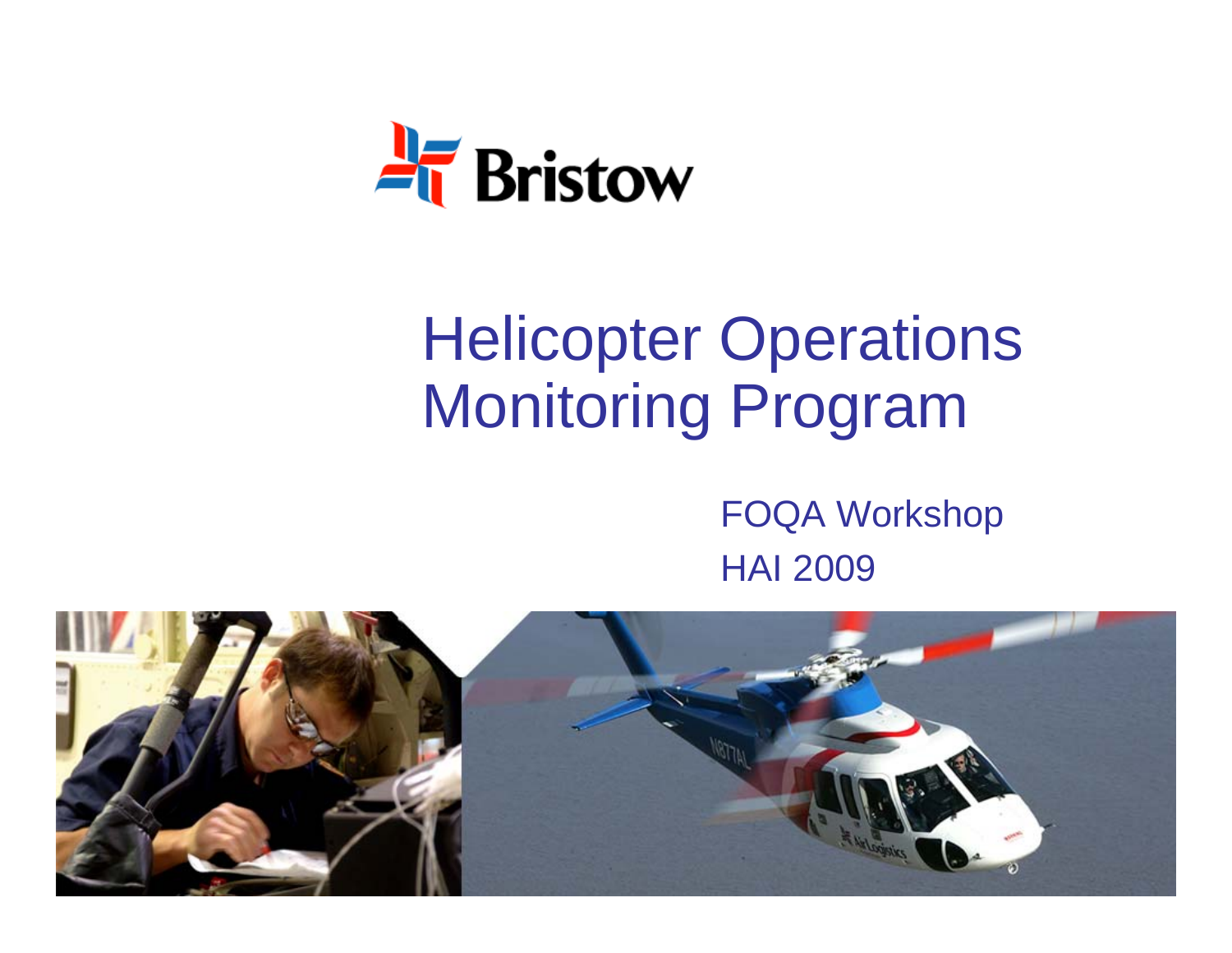Bristow

# Helicopter Operations Monitoring Program

FOQA Workshop

HAI 2009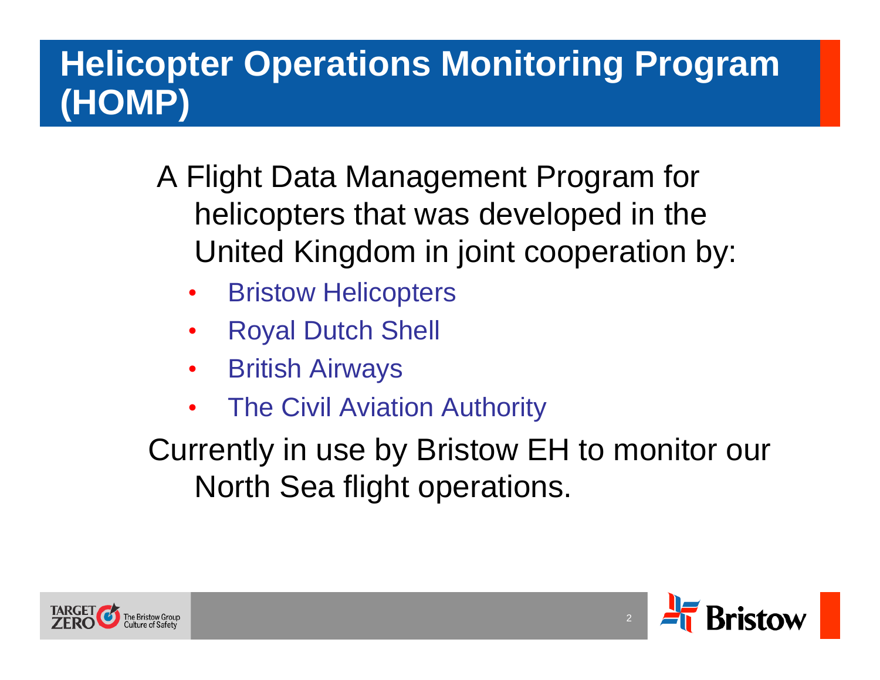# Helicopter Operations Monitoring Program (HOMP)

A Flight Data Management Program for helicopters that was developed in the United Kingdom in joint cooperation by:

- Bristow Helicopters
- Royal Dutch Shell
- British Airways
- The Civil Aviation Authority

Currently in use by Bristow EH to monitor our North Sea flight operations.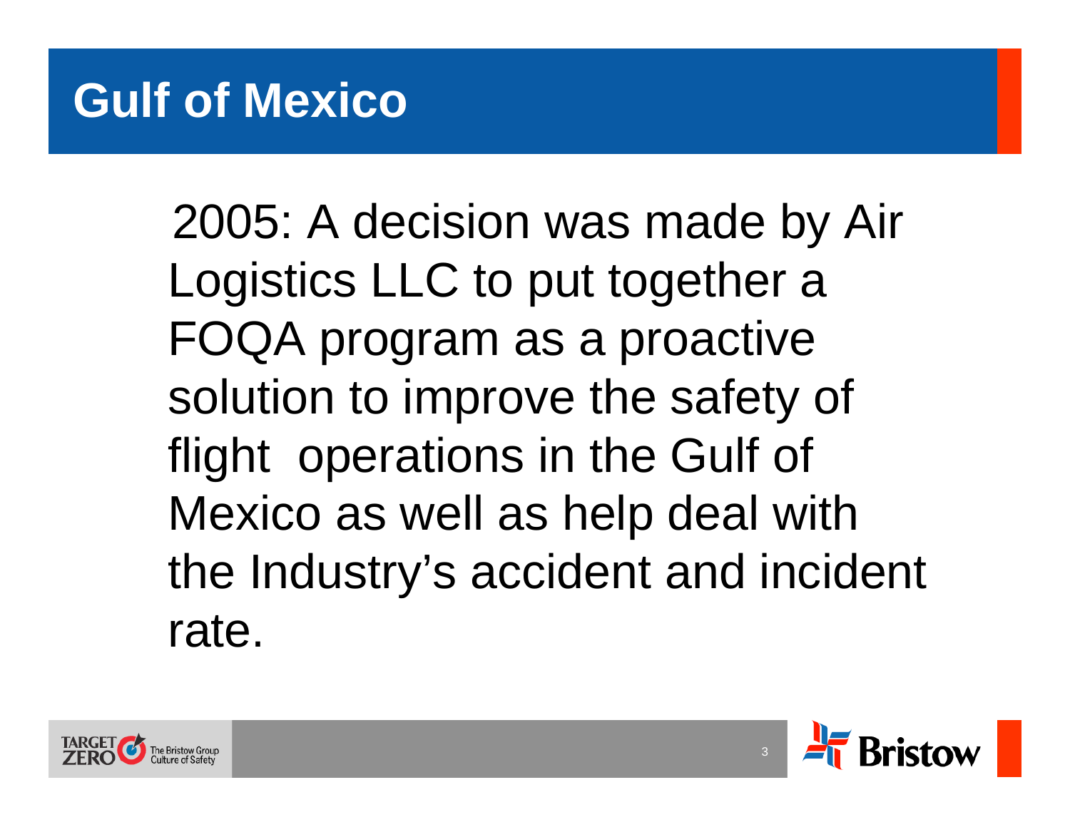# Gulf of Mexico

2005: A decision was made by Air Logistics LLC to put together a FOQA program as a proactive solution to improve the safety of flight operations in the Gulf of Mexico as well as help deal with the Industry's accident and incident rate.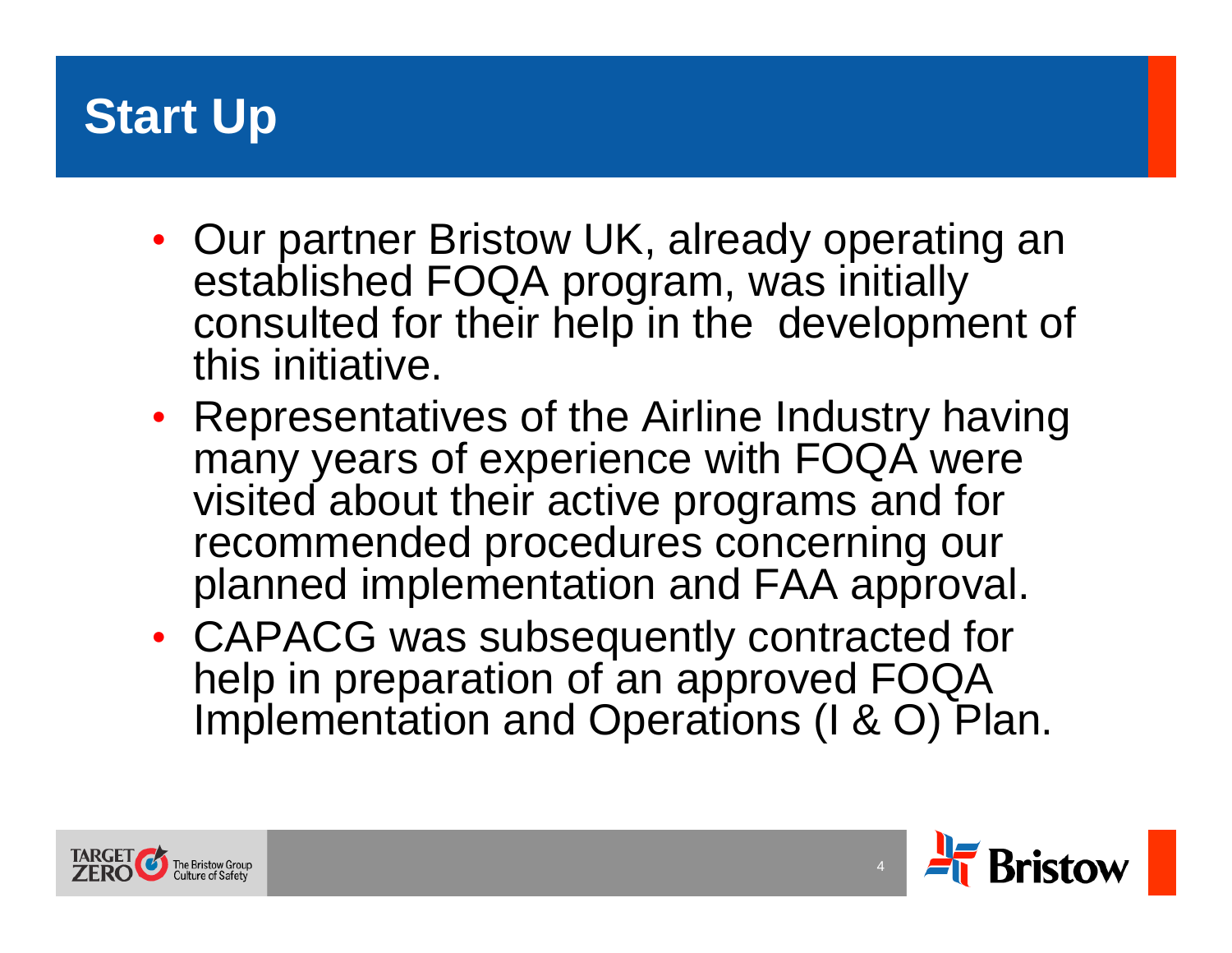# Start Up

- Our partner Bristow UK, already operating an established FOQA program, was initially consulted for their help in the development of this initiative.
- Representatives of the Airline Industry having many years of experience with FOQA were visited about their active programs and for recommended procedures concerning our planned implementation and FAA approval.
- CAPACG was subsequently contracted for help in preparation of an approved FOQA Implementation and Operations (I & O) Plan.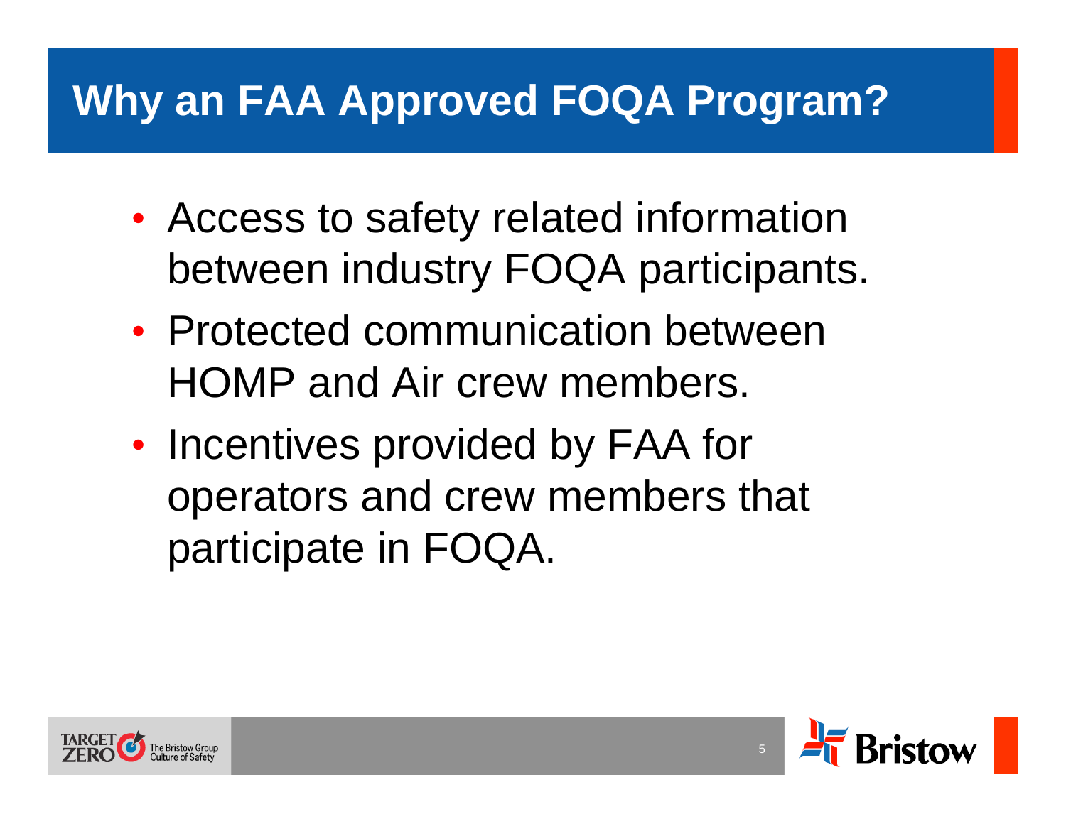# Why an FAA Approved FOQA Program?

- Access to safety related information between industry FOQA participants.
- Protected communication between HOMP and Air crew members.
- Incentives provided by FAA for operators and crew members that participate in FOQA.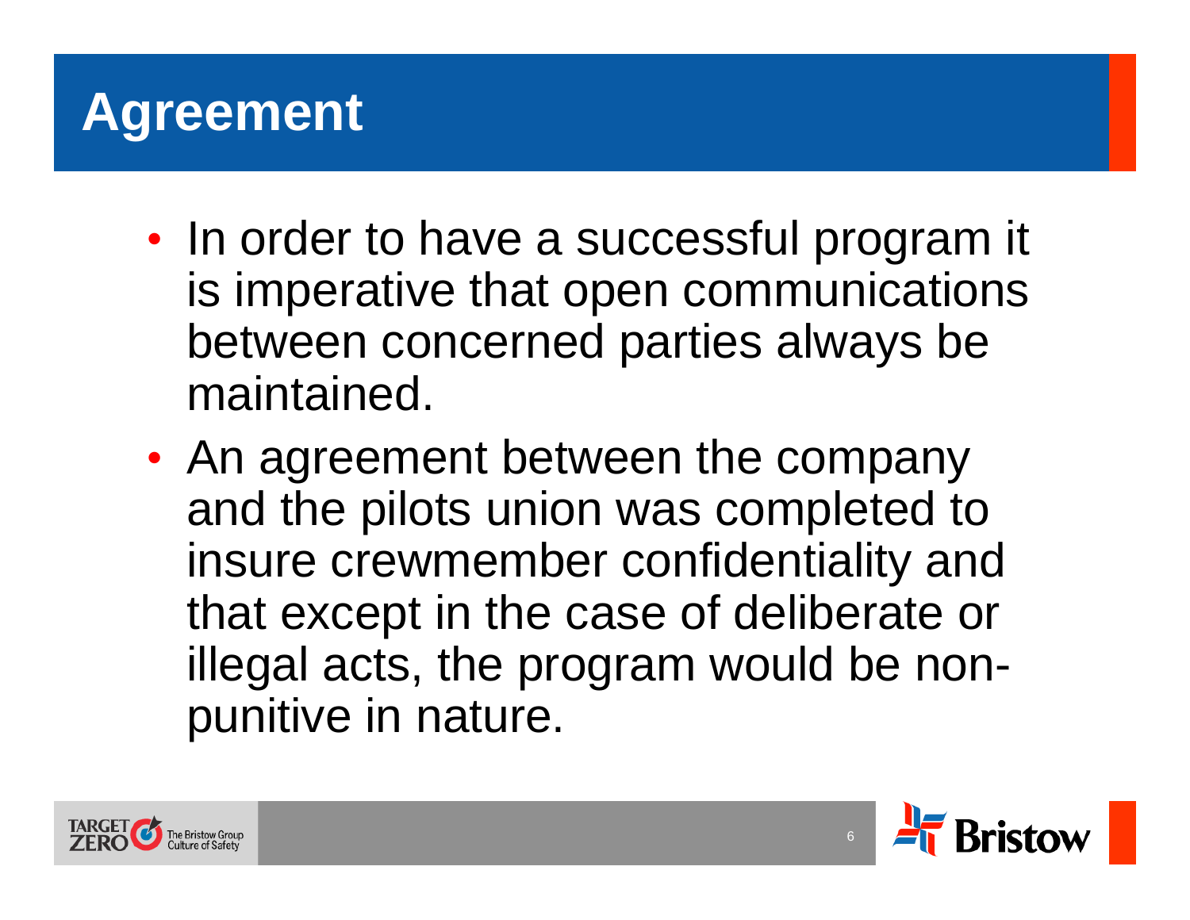# Agreement

- In order to have a successful program it is imperative that open communications between concerned parties always be maintained.
- An agreement between the company and the pilots union was completed to insure crewmember confidentiality and that except in the case of deliberate or illegal acts, the program would be non-punitive in nature.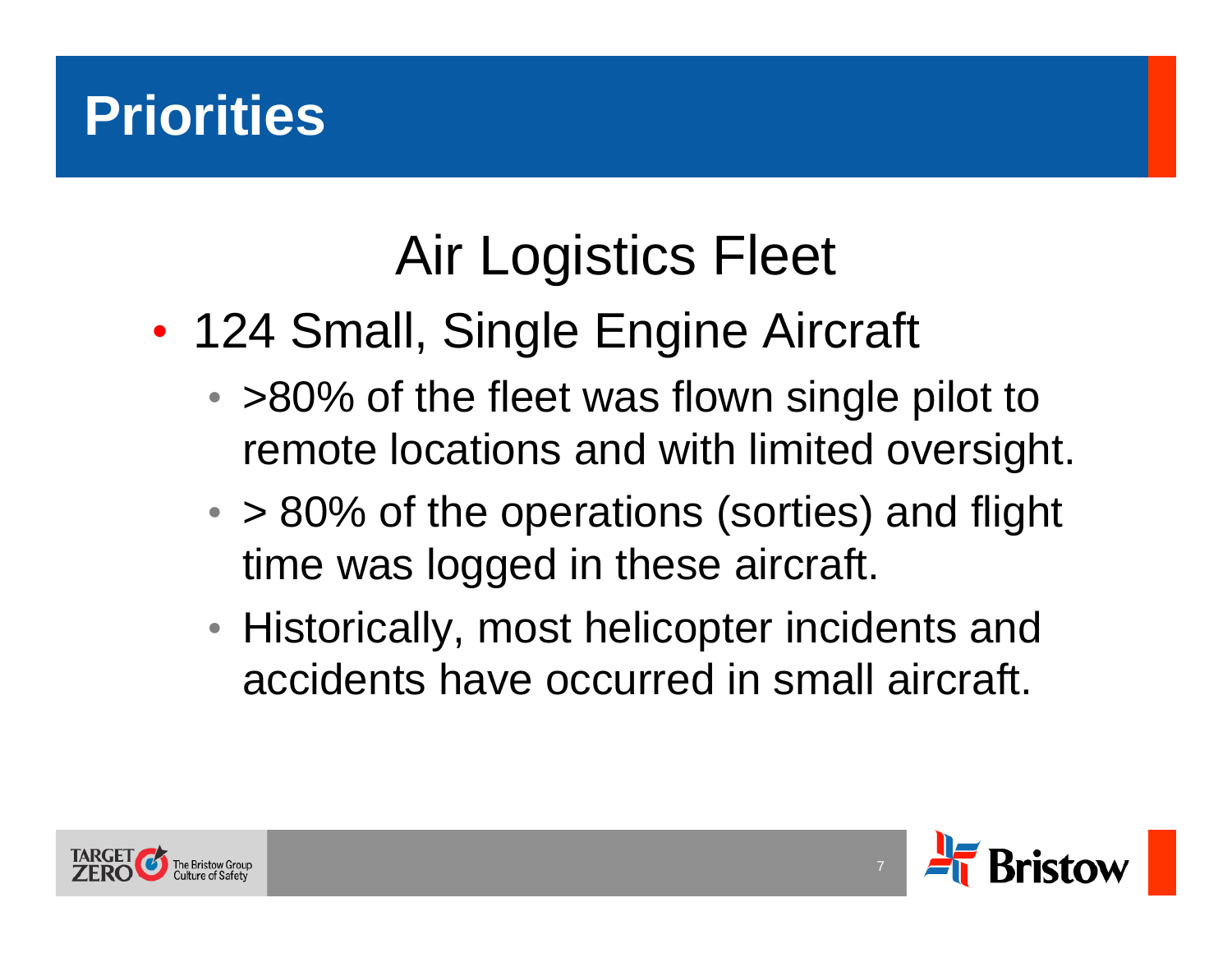# Priorities

## Air Logistics Fleet

- 124 Small, Single Engine Aircraft
  - >80% of the fleet was flown single pilot to remote locations and with limited oversight.
  - > 80% of the operations (sorties) and flight time was logged in these aircraft.
  - Historically, most helicopter incidents and accidents have occurred in small aircraft.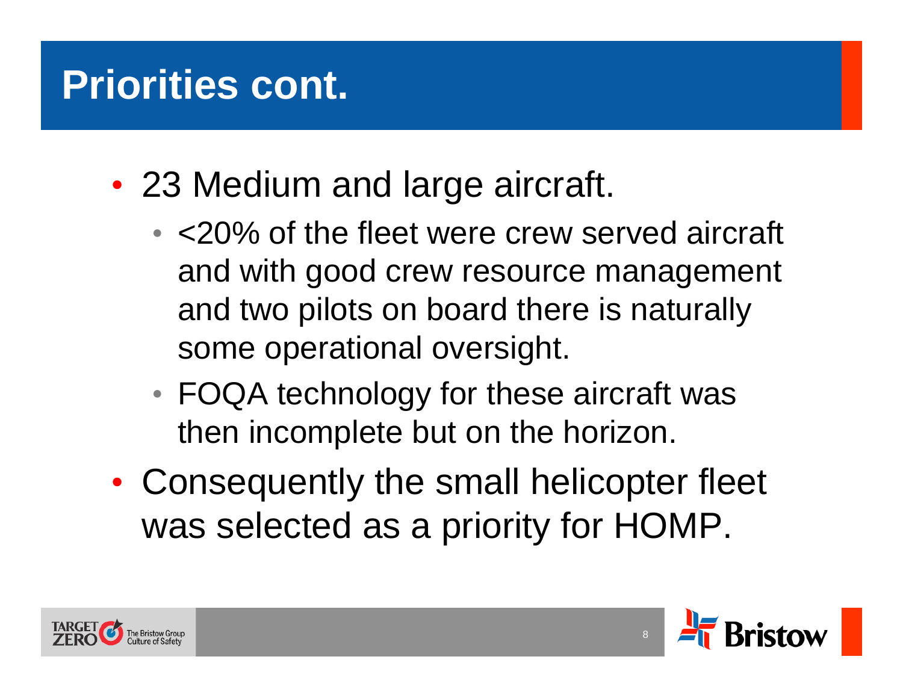# Priorities cont.

- 23 Medium and large aircraft.
  - <20% of the fleet were crew served aircraft and with good crew resource management and two pilots on board there is naturally some operational oversight.
  - FOQA technology for these aircraft was then incomplete but on the horizon.
- Consequently the small helicopter fleet was selected as a priority for HOMP.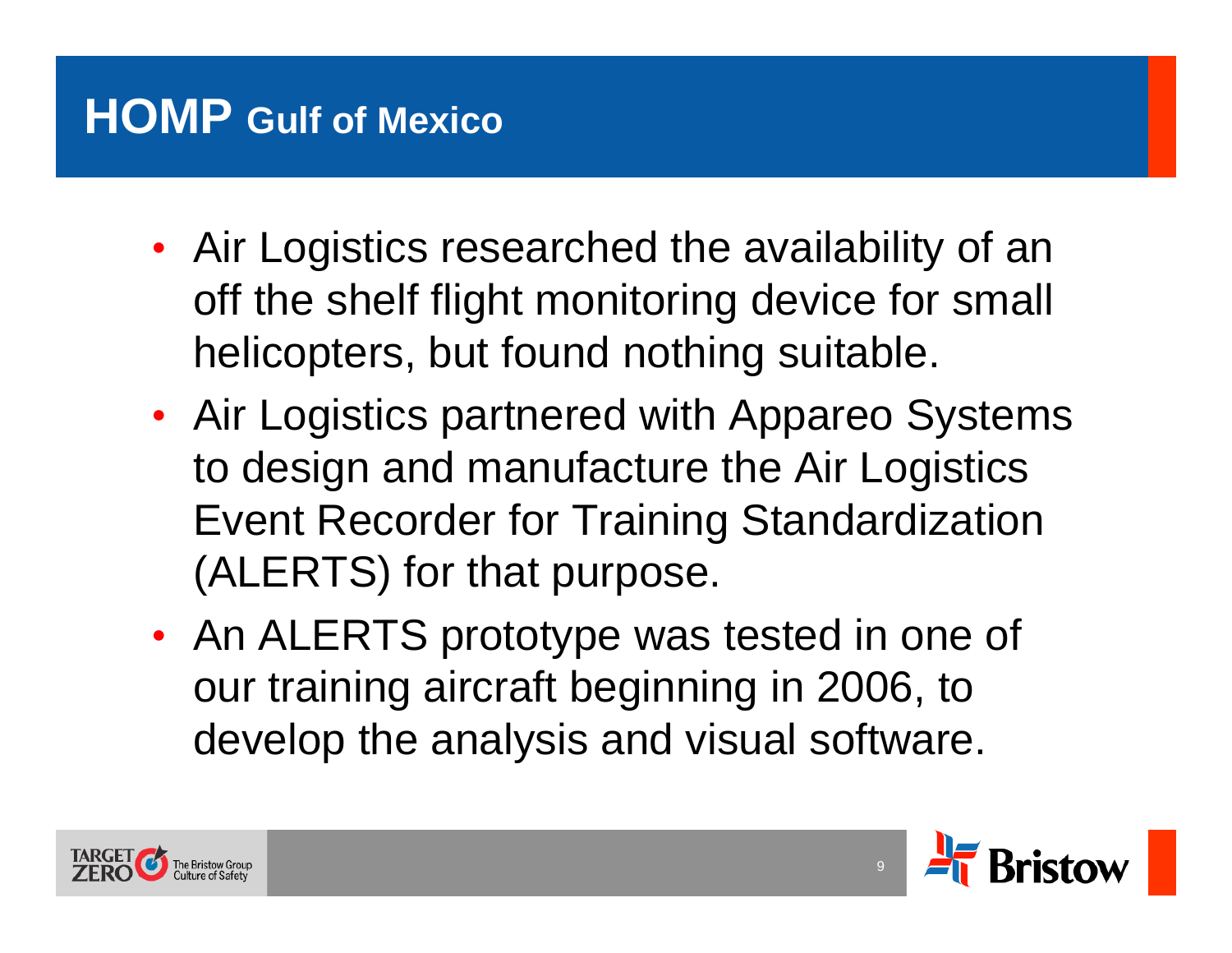# HOMP Gulf of Mexico

- Air Logistics researched the availability of an off the shelf flight monitoring device for small helicopters, but found nothing suitable.
- Air Logistics partnered with Appareo Systems to design and manufacture the Air Logistics Event Recorder for Training Standardization (ALERTS) for that purpose.
- An ALERTS prototype was tested in one of our training aircraft beginning in 2006, to develop the analysis and visual software.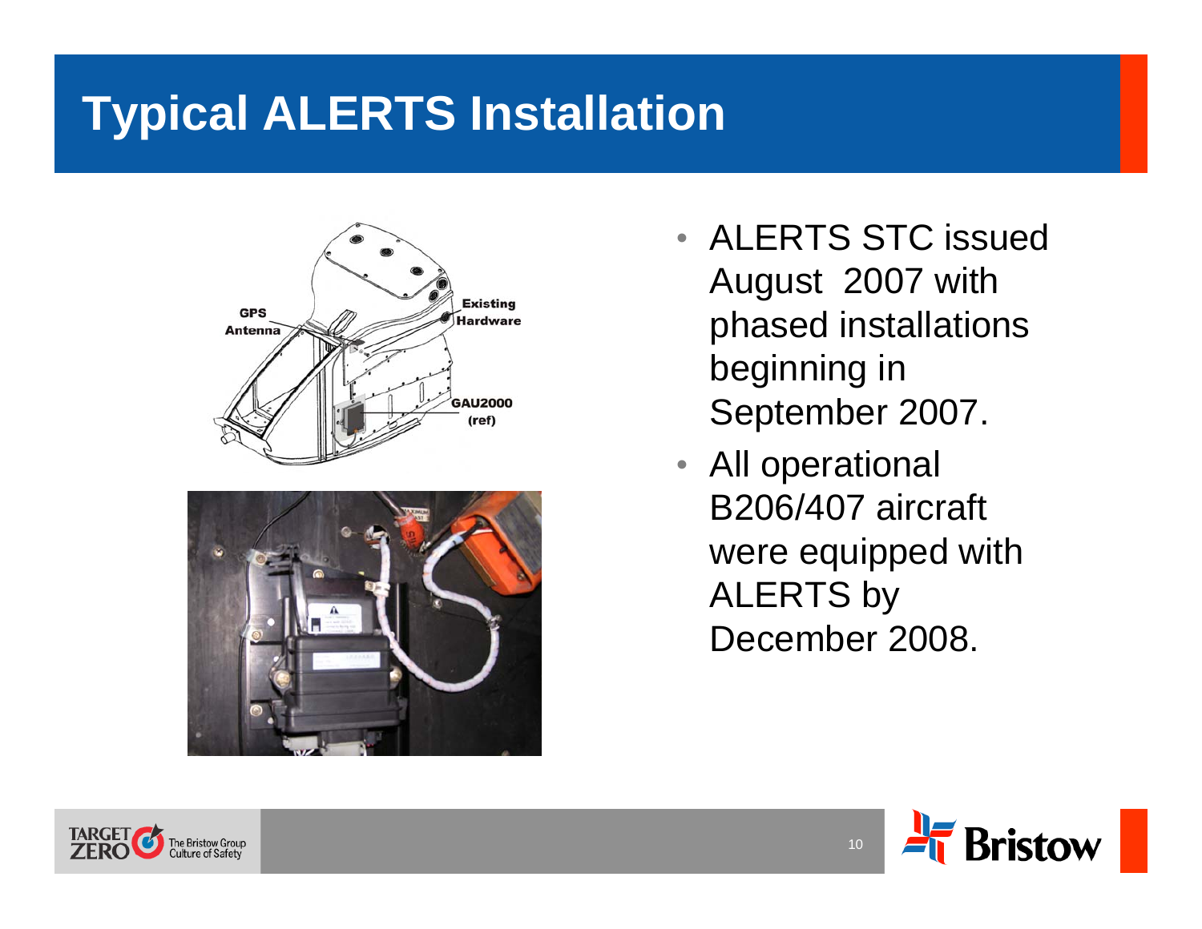# Typical ALERTS Installation

- ALERTS STC issued August 2007 with phased installations beginning in September 2007.
- All operational B206/407 aircraft were equipped with ALERTS by December 2008.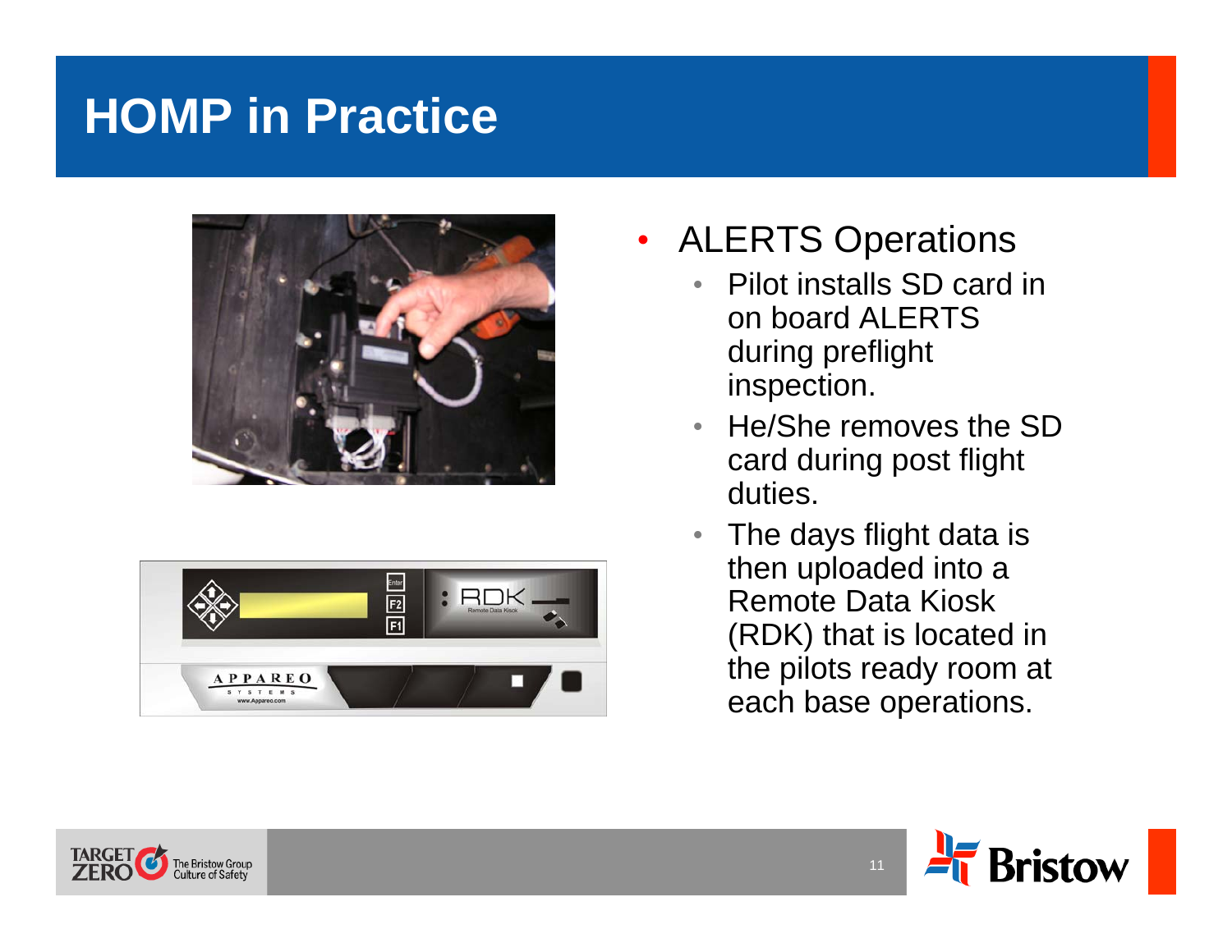# HOMP in Practice

- ALERTS Operations
  - Pilot installs SD card in on board ALERTS during preflight inspection.
  - He/She removes the SD card during post flight duties.
  - The days flight data is then uploaded into a Remote Data Kiosk (RDK) that is located in the pilots ready room at each base operations.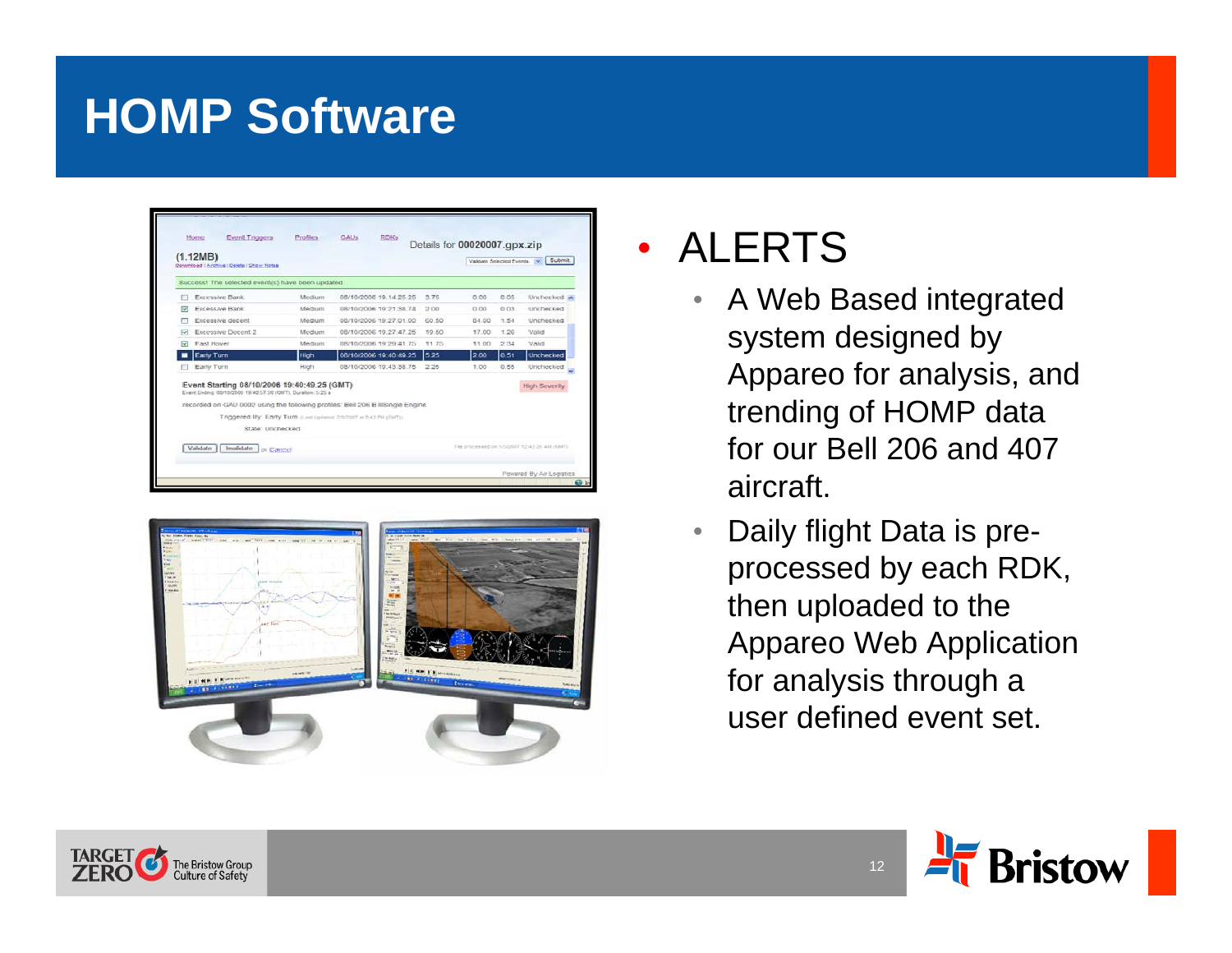# HOMP Software

- ALERTS
  - A Web Based integrated system designed by Appareo for analysis, and trending of HOMP data for our Bell 206 and 407 aircraft.
  - Daily flight Data is pre-processed by each RDK, then uploaded to the Appareo Web Application for analysis through a user defined event set.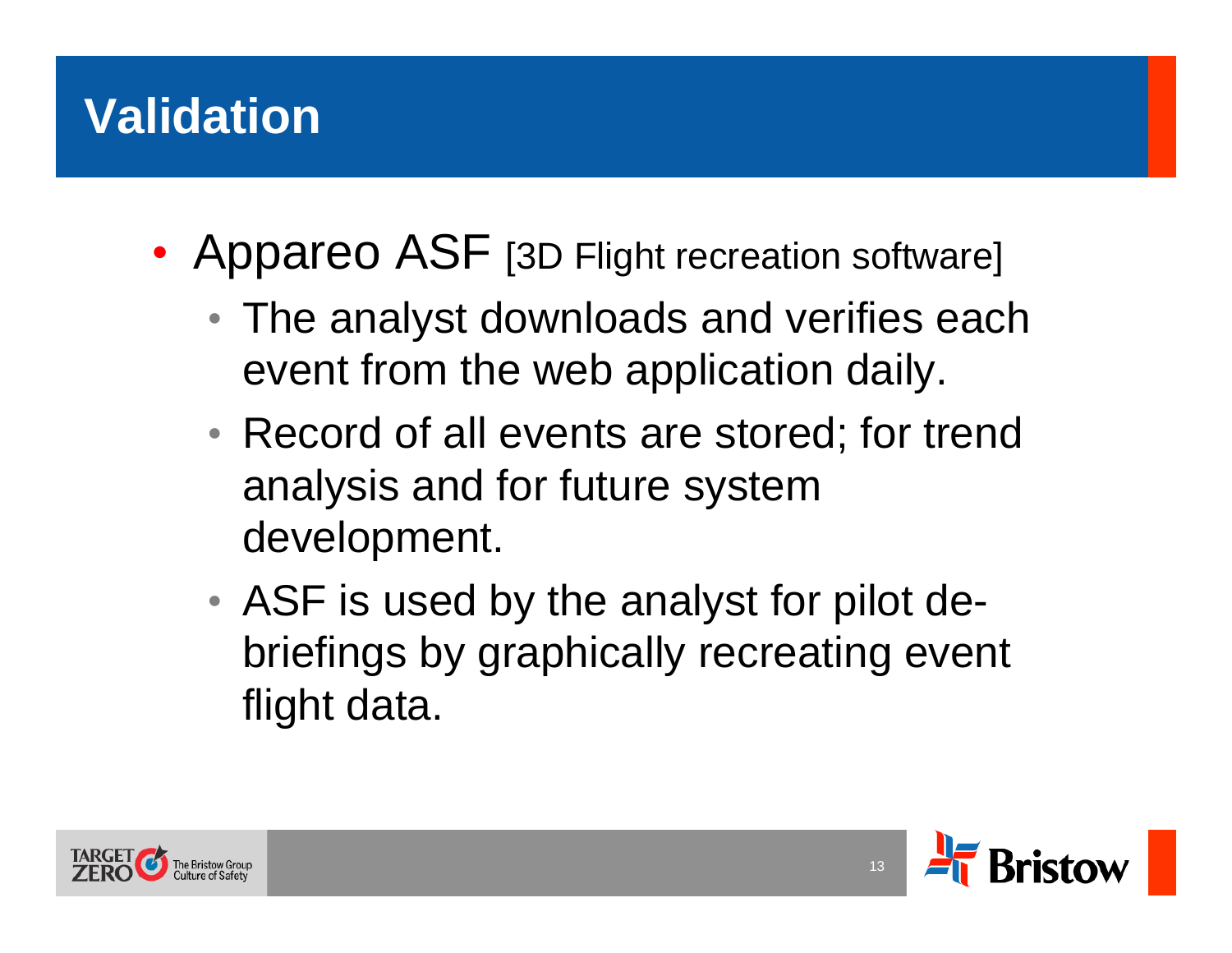# Validation

- Appareo ASF [3D Flight recreation software]
  - The analyst downloads and verifies each event from the web application daily.
  - Record of all events are stored; for trend analysis and for future system development.
  - ASF is used by the analyst for pilot de-briefings by graphically recreating event flight data.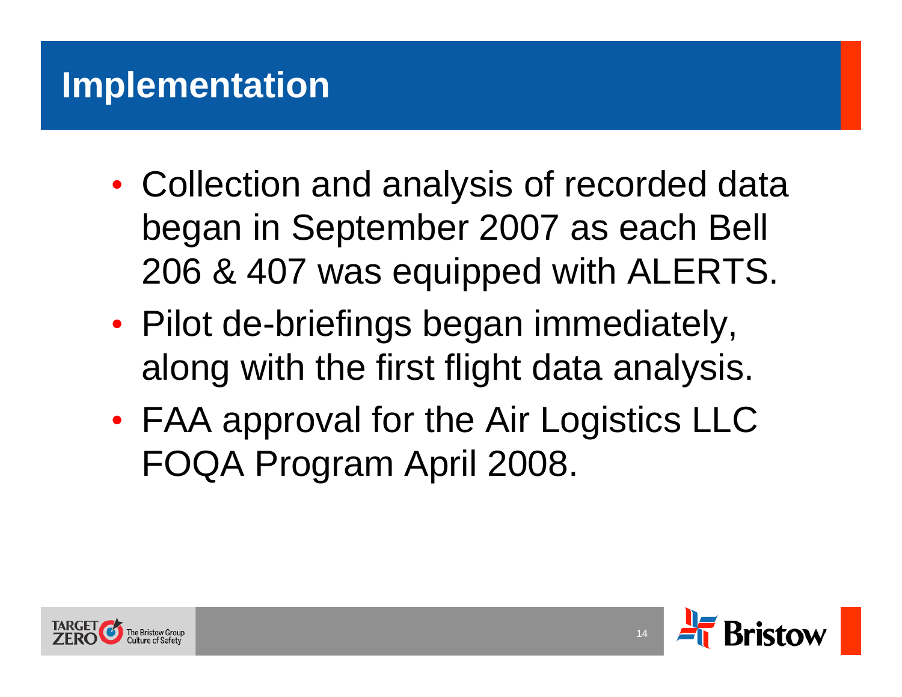# Implementation

- Collection and analysis of recorded data began in September 2007 as each Bell 206 & 407 was equipped with ALERTS.
- Pilot de-briefings began immediately, along with the first flight data analysis.
- FAA approval for the Air Logistics LLC FOQA Program April 2008.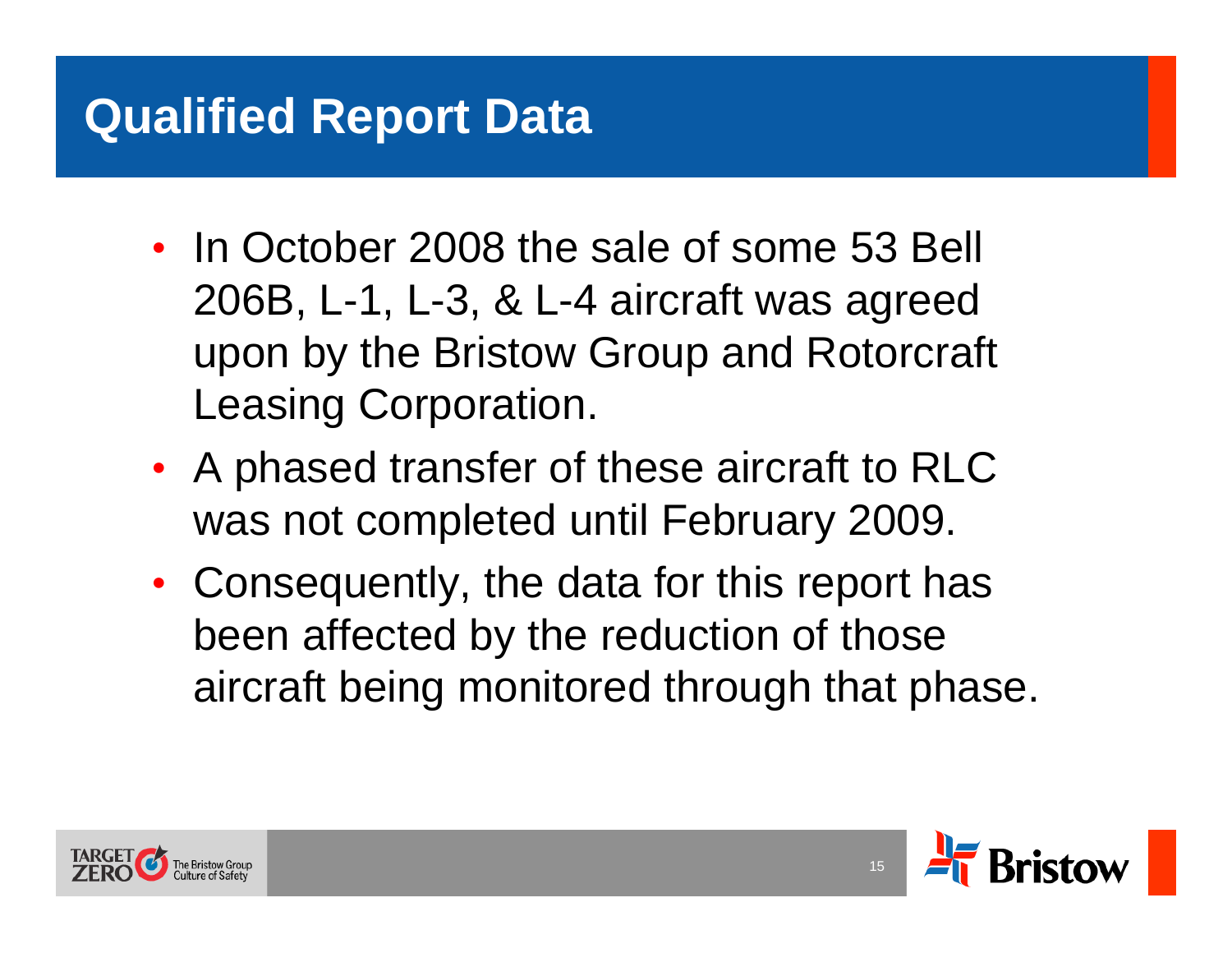# Qualified Report Data

- In October 2008 the sale of some 53 Bell 206B, L-1, L-3, & L-4 aircraft was agreed upon by the Bristow Group and Rotorcraft Leasing Corporation.
- A phased transfer of these aircraft to RLC was not completed until February 2009.
- Consequently, the data for this report has been affected by the reduction of those aircraft being monitored through that phase.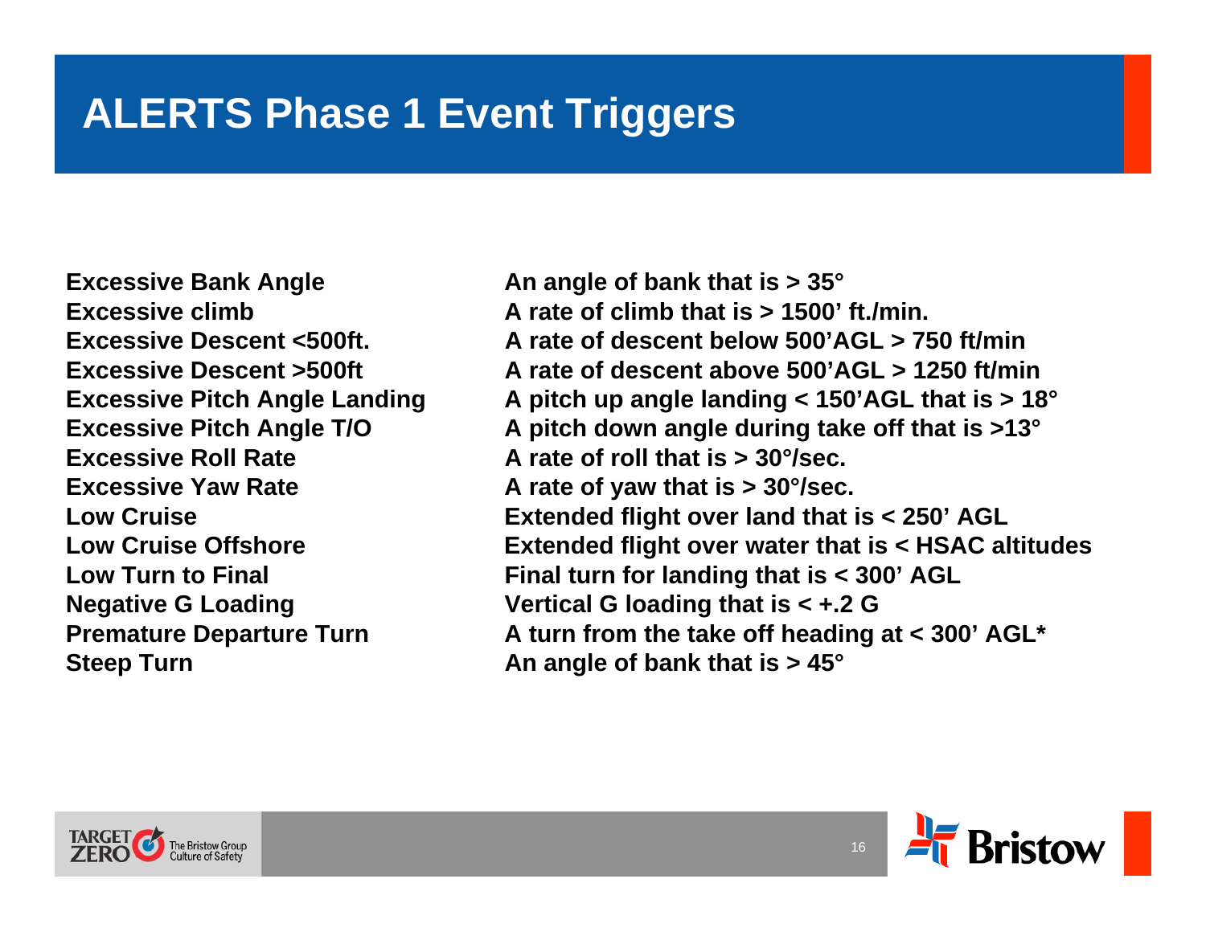# ALERTS Phase 1 Event Triggers

| | |
|---|---|
| **Excessive Bank Angle** | **An angle of bank that is > 35°** |
| **Excessive climb** | **A rate of climb that is > 1500' ft./min.** |
| **Excessive Descent <500ft.** | **A rate of descent below 500'AGL > 750 ft/min** |
| **Excessive Descent >500ft** | **A rate of descent above 500'AGL > 1250 ft/min** |
| **Excessive Pitch Angle Landing** | **A pitch up angle landing < 150'AGL that is > 18°** |
| **Excessive Pitch Angle T/O** | **A pitch down angle during take off that is >13°** |
| **Excessive Roll Rate** | **A rate of roll that is > 30°/sec.** |
| **Excessive Yaw Rate** | **A rate of yaw that is > 30°/sec.** |
| **Low Cruise** | **Extended flight over land that is < 250' AGL** |
| **Low Cruise Offshore** | **Extended flight over water that is < HSAC altitudes** |
| **Low Turn to Final** | **Final turn for landing that is < 300' AGL** |
| **Negative G Loading** | **Vertical G loading that is < +.2 G** |
| **Premature Departure Turn** | **A turn from the take off heading at < 300' AGL*** |
| **Steep Turn** | **An angle of bank that is > 45°** |

TARGET ZERO The Bristow Group Culture of Safety

Bristow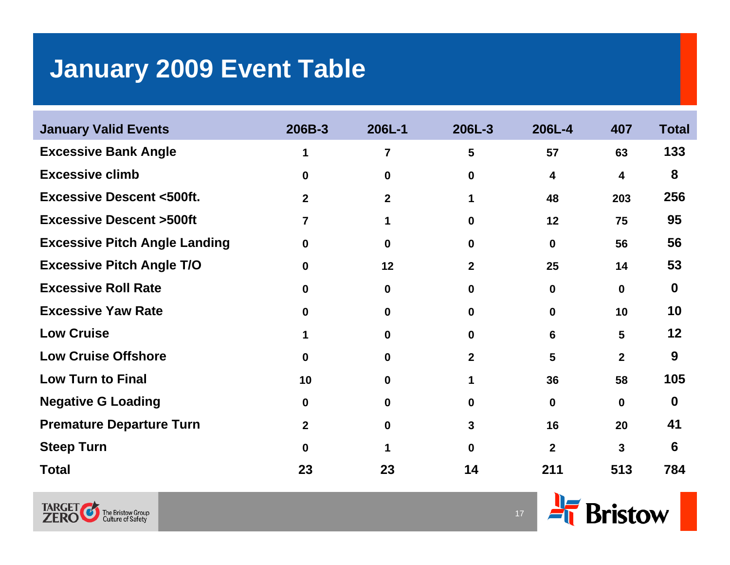# January 2009 Event Table

| January Valid Events | 206B-3 | 206L-1 | 206L-3 | 206L-4 | 407 | Total |
|---|---|---|---|---|---|---|
| Excessive Bank Angle | 1 | 7 | 5 | 57 | 63 | 133 |
| Excessive climb | 0 | 0 | 0 | 4 | 4 | 8 |
| Excessive Descent <500ft. | 2 | 2 | 1 | 48 | 203 | 256 |
| Excessive Descent >500ft | 7 | 1 | 0 | 12 | 75 | 95 |
| Excessive Pitch Angle Landing | 0 | 0 | 0 | 0 | 56 | 56 |
| Excessive Pitch Angle T/O | 0 | 12 | 2 | 25 | 14 | 53 |
| Excessive Roll Rate | 0 | 0 | 0 | 0 | 0 | 0 |
| Excessive Yaw Rate | 0 | 0 | 0 | 0 | 10 | 10 |
| Low Cruise | 1 | 0 | 0 | 6 | 5 | 12 |
| Low Cruise Offshore | 0 | 0 | 2 | 5 | 2 | 9 |
| Low Turn to Final | 10 | 0 | 1 | 36 | 58 | 105 |
| Negative G Loading | 0 | 0 | 0 | 0 | 0 | 0 |
| Premature Departure Turn | 2 | 0 | 3 | 16 | 20 | 41 |
| Steep Turn | 0 | 1 | 0 | 2 | 3 | 6 |
| Total | 23 | 23 | 14 | 211 | 513 | 784 |

TARGET ZERO The Bristow Group Culture of Safety

Bristow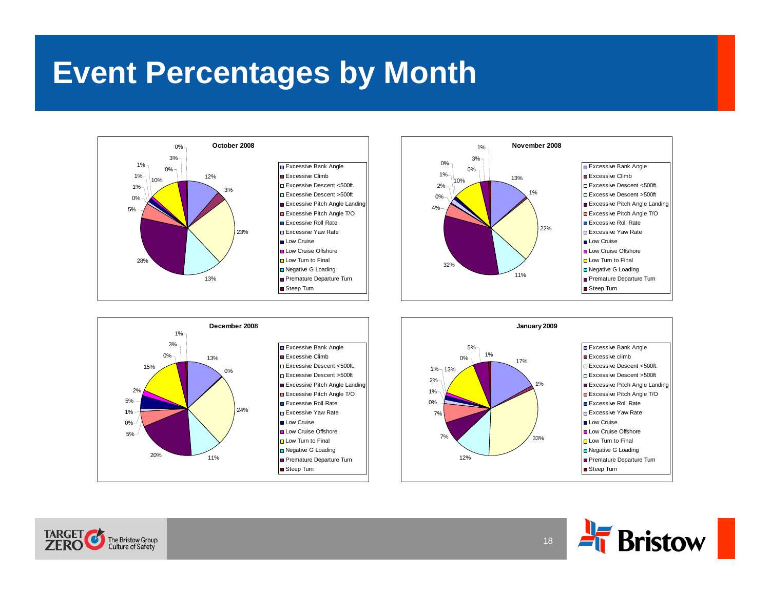# Event Percentages by Month

**October 2008**

| Event | Percentage |
|---|---|
| Excessive Bank Angle | 12% |
| Excessive Climb | 3% |
| Excessive Descent <500ft. | 23% |
| Excessive Descent >500ft | 13% |
| Excessive Pitch Angle Landing | 28% |
| Excessive Pitch Angle T/O | 5% |
| Excessive Roll Rate | 0% |
| Excessive Yaw Rate | 1% |
| Low Cruise | 1% |
| Low Cruise Offshore | 1% |
| Low Turn to Final | 10% |
| Negative G Loading | 0% |
| Premature Departure Turn | 3% |
| Steep Turn | 0% |

**November 2008**

| Event | Percentage |
|---|---|
| Excessive Bank Angle | 13% |
| Excessive Climb | 1% |
| Excessive Descent <500ft. | 22% |
| Excessive Descent >500ft | 11% |
| Excessive Pitch Angle Landing | 32% |
| Excessive Pitch Angle T/O | 4% |
| Excessive Roll Rate | 0% |
| Excessive Yaw Rate | 2% |
| Low Cruise | 1% |
| Low Cruise Offshore | 0% |
| Low Turn to Final | 10% |
| Negative G Loading | 0% |
| Premature Departure Turn | 3% |
| Steep Turn | 1% |

**December 2008**

| Event | Percentage |
|---|---|
| Excessive Bank Angle | 13% |
| Excessive Climb | 0% |
| Excessive Descent <500ft. | 24% |
| Excessive Descent >500ft | 11% |
| Excessive Pitch Angle Landing | 20% |
| Excessive Pitch Angle T/O | 5% |
| Excessive Roll Rate | 0% |
| Excessive Yaw Rate | 1% |
| Low Cruise | 5% |
| Low Cruise Offshore | 2% |
| Low Turn to Final | 15% |
| Negative G Loading | 0% |
| Premature Departure Turn | 3% |
| Steep Turn | 1% |

**January 2009**

| Event | Percentage |
|---|---|
| Excessive Bank Angle | 17% |
| Excessive climb | 1% |
| Excessive Descent <500ft. | 33% |
| Excessive Descent >500ft | 12% |
| Excessive Pitch Angle Landing | 7% |
| Excessive Pitch Angle T/O | 7% |
| Excessive Roll Rate | 0% |
| Excessive Yaw Rate | 1% |
| Low Cruise | 2% |
| Low Cruise Offshore | 1% |
| Low Turn to Final | 13% |
| Negative G Loading | 0% |
| Premature Departure Turn | 5% |
| Steep Turn | 1% |

TARGET ZERO The Bristow Group Culture of Safety

Bristow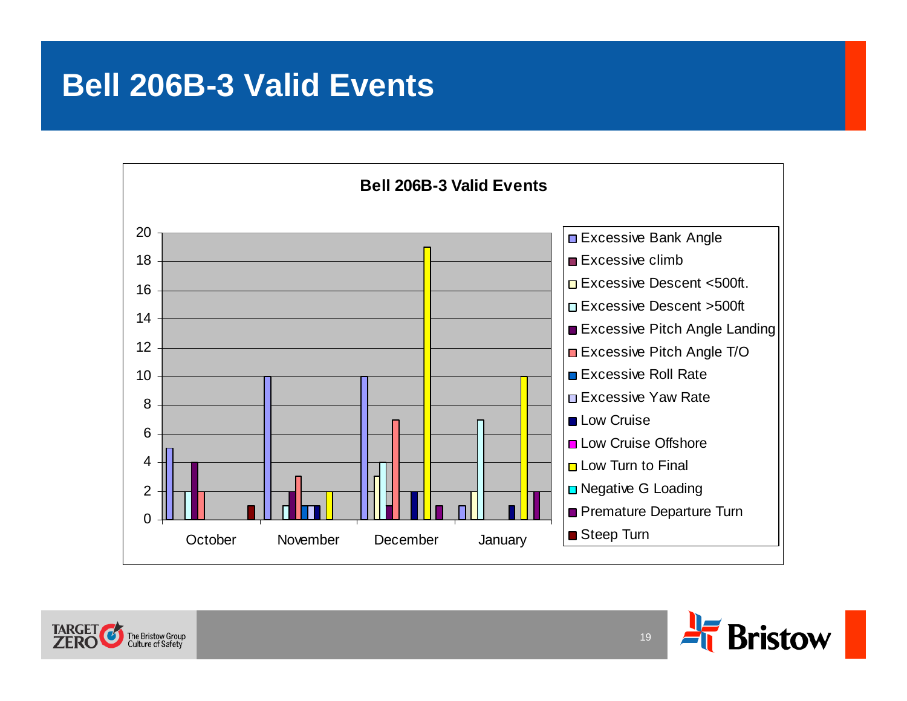# Bell 206B-3 Valid Events

**Bell 206B-3 Valid Events**

| Event | October | November | December | January |
|---|---|---|---|---|
| Excessive Bank Angle | 5 | 10 | 10 | 1 |
| Excessive climb | | | | |
| Excessive Descent <500ft. | | | 3 | 2 |
| Excessive Descent >500ft | 2 | 1 | 4 | 7 |
| Excessive Pitch Angle Landing | 4 | 2 | 1 | |
| Excessive Pitch Angle T/O | 2 | 3 | 7 | |
| Excessive Roll Rate | | 1 | | |
| Excessive Yaw Rate | | 1 | | |
| Low Cruise | | 1 | 2 | 1 |
| Low Cruise Offshore | | | | |
| Low Turn to Final | | 2 | 19 | 10 |
| Negative G Loading | | | | |
| Premature Departure Turn | | | 1 | 2 |
| Steep Turn | 1 | | | |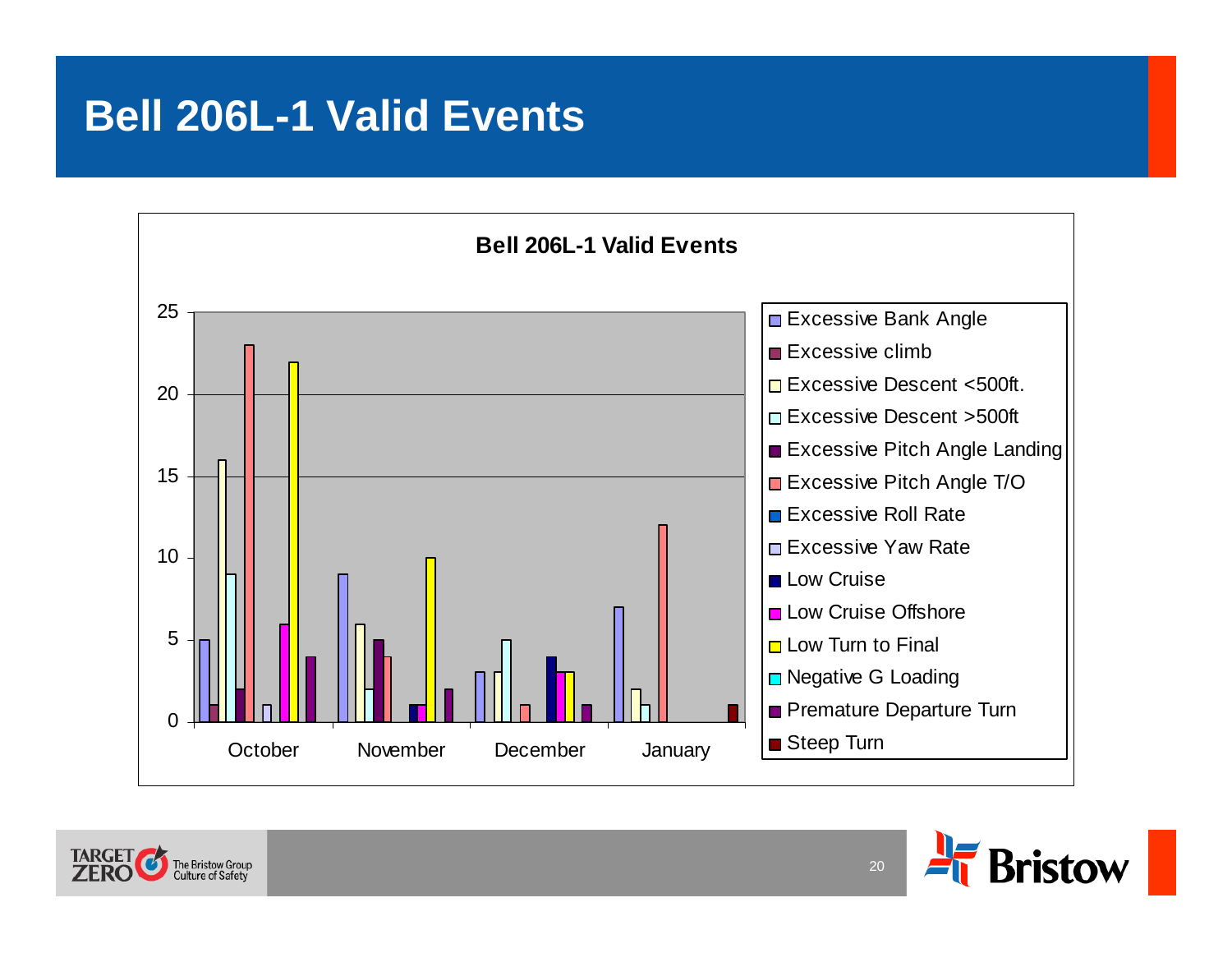# Bell 206L-1 Valid Events

**Bell 206L-1 Valid Events**

| Event | October | November | December | January |
|---|---|---|---|---|
| Excessive Bank Angle | 5 | 9 | 3 | 7 |
| Excessive climb | 1 | | | |
| Excessive Descent <500ft. | 16 | 6 | 3 | 2 |
| Excessive Descent >500ft | 9 | 2 | 5 | 1 |
| Excessive Pitch Angle Landing | 2 | 5 | | |
| Excessive Pitch Angle T/O | 23 | 4 | 1 | 12 |
| Excessive Roll Rate | | | | |
| Excessive Yaw Rate | 1 | | | |
| Low Cruise | | 1 | 4 | |
| Low Cruise Offshore | 6 | 1 | 3 | |
| Low Turn to Final | 22 | 10 | 3 | |
| Negative G Loading | | | | |
| Premature Departure Turn | 4 | 2 | 1 | |
| Steep Turn | | | | 1 |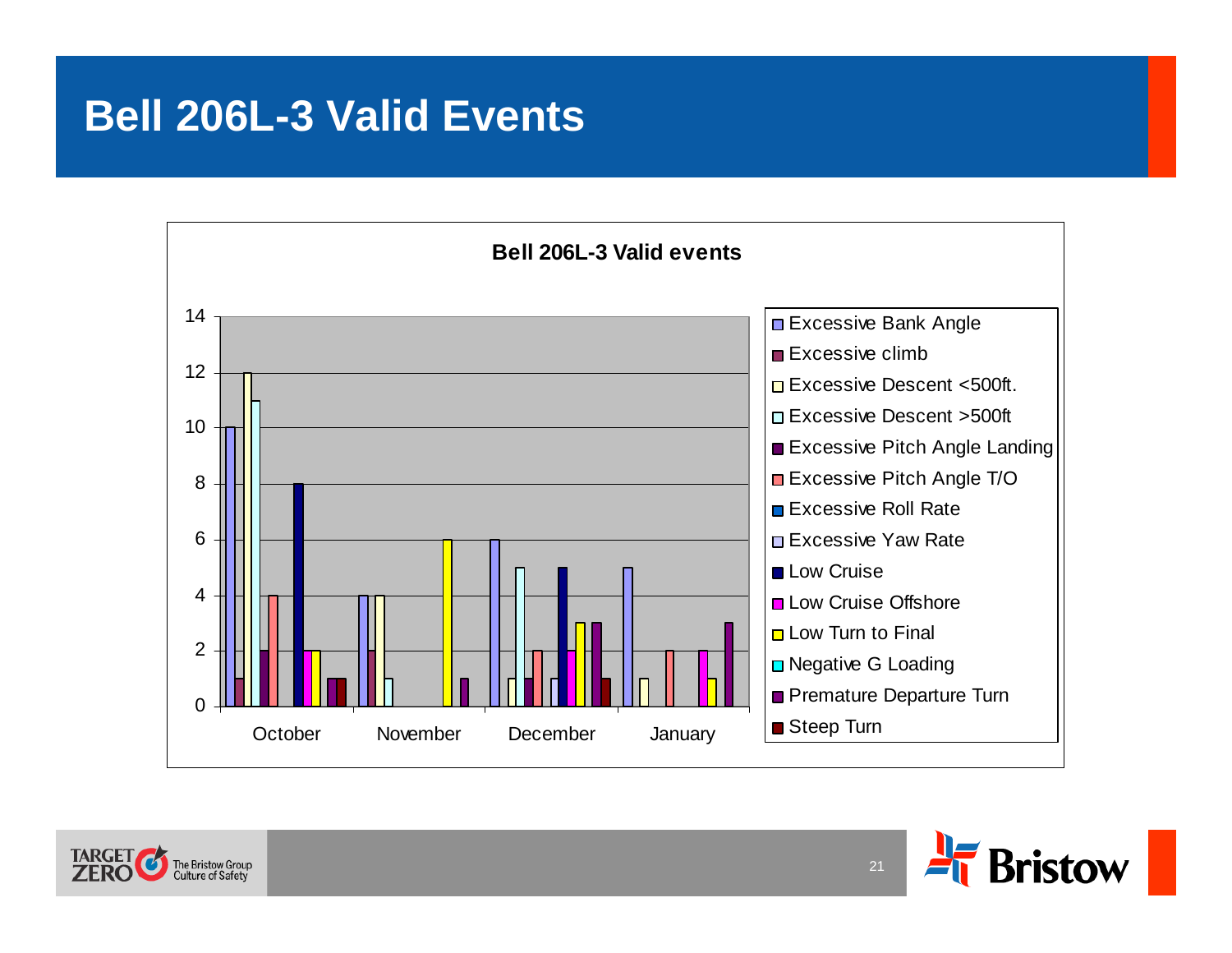# Bell 206L-3 Valid Events

**Bell 206L-3 Valid events**

| | October | November | December | January |
|---|---|---|---|---|
| Excessive Bank Angle | 10 | 4 | 6 | 5 |
| Excessive climb | 1 | 2 | | |
| Excessive Descent <500ft. | 12 | 4 | 1 | 1 |
| Excessive Descent >500ft | 11 | 1 | 5 | |
| Excessive Pitch Angle Landing | 2 | | 1 | |
| Excessive Pitch Angle T/O | 4 | | 2 | 2 |
| Excessive Roll Rate | | | | |
| Excessive Yaw Rate | | | 1 | |
| Low Cruise | 8 | | 5 | |
| Low Cruise Offshore | 2 | | 2 | 2 |
| Low Turn to Final | 2 | 6 | 3 | 1 |
| Negative G Loading | | | | |
| Premature Departure Turn | 1 | 1 | 3 | 3 |
| Steep Turn | 1 | | 1 | |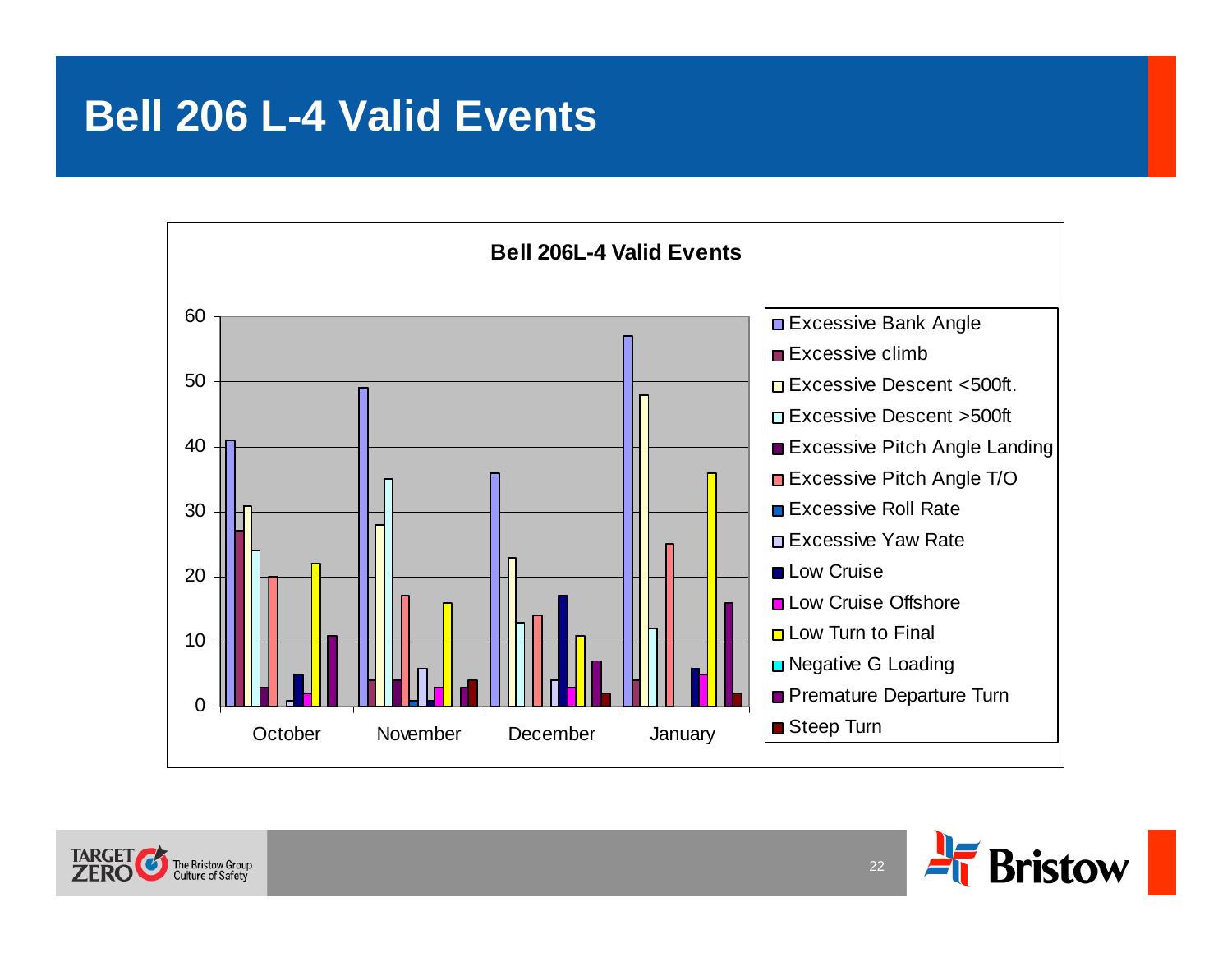# Bell 206 L-4 Valid Events

**Bell 206L-4 Valid Events**

| Event | October | November | December | January |
|---|---|---|---|---|
| Excessive Bank Angle | 41 | 49 | 36 | 57 |
| Excessive climb | 27 | 4 | | 4 |
| Excessive Descent <500ft. | 31 | 28 | 23 | 48 |
| Excessive Descent >500ft | 24 | 35 | 13 | 12 |
| Excessive Pitch Angle Landing | 3 | 4 | | |
| Excessive Pitch Angle T/O | 20 | 17 | 14 | 25 |
| Excessive Roll Rate | | 1 | | |
| Excessive Yaw Rate | 1 | 6 | 4 | |
| Low Cruise | 5 | 1 | 17 | 6 |
| Low Cruise Offshore | 2 | 3 | 3 | 5 |
| Low Turn to Final | 22 | 16 | 11 | 36 |
| Negative G Loading | | | | |
| Premature Departure Turn | 11 | 3 | 7 | 16 |
| Steep Turn | | 4 | 2 | 2 |

TARGET ZERO The Bristow Group Culture of Safety

Bristow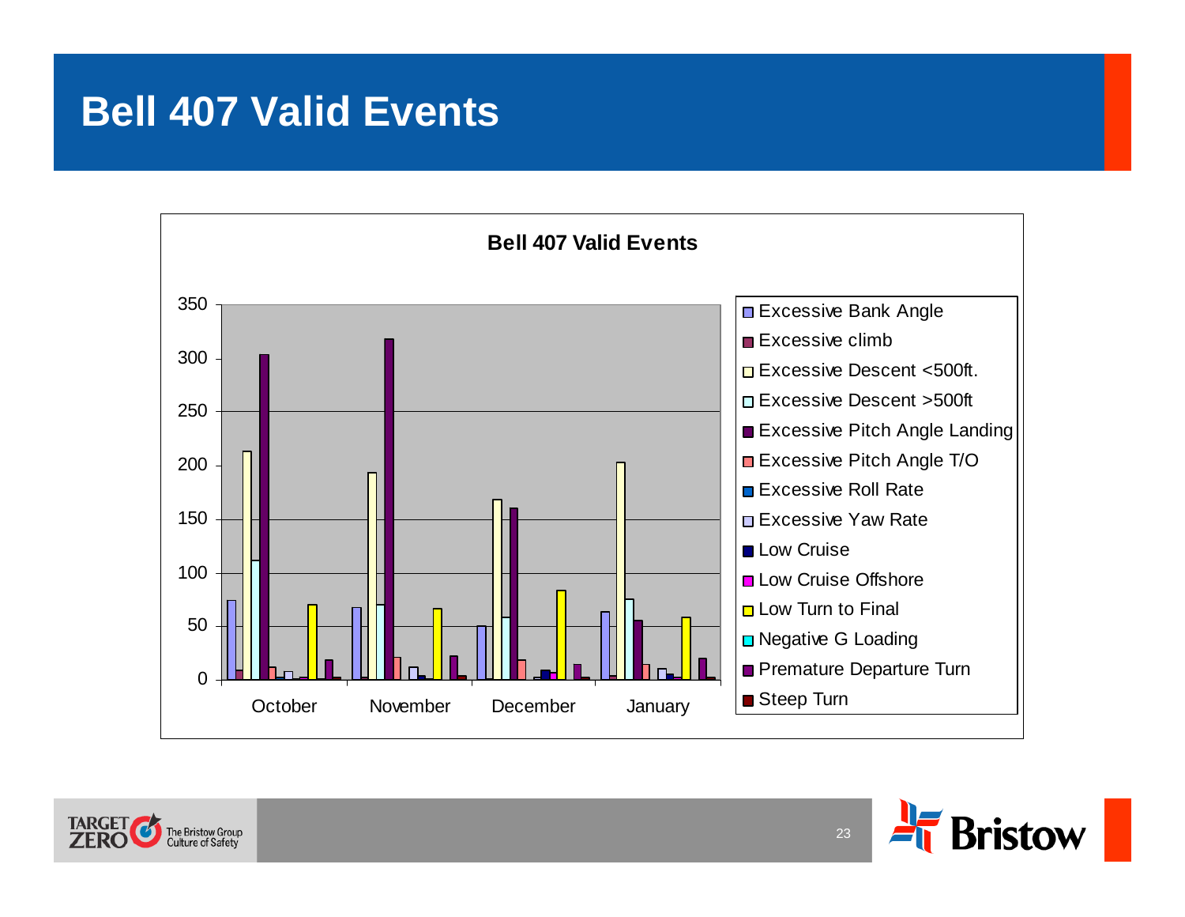# Bell 407 Valid Events

**Bell 407 Valid Events**

350
300
250
200
150
100
50
0

October November December January

- Excessive Bank Angle
- Excessive climb
- Excessive Descent <500ft.
- Excessive Descent >500ft
- Excessive Pitch Angle Landing
- Excessive Pitch Angle T/O
- Excessive Roll Rate
- Excessive Yaw Rate
- Low Cruise
- Low Cruise Offshore
- Low Turn to Final
- Negative G Loading
- Premature Departure Turn
- Steep Turn

TARGET ZERO The Bristow Group Culture of Safety

Bristow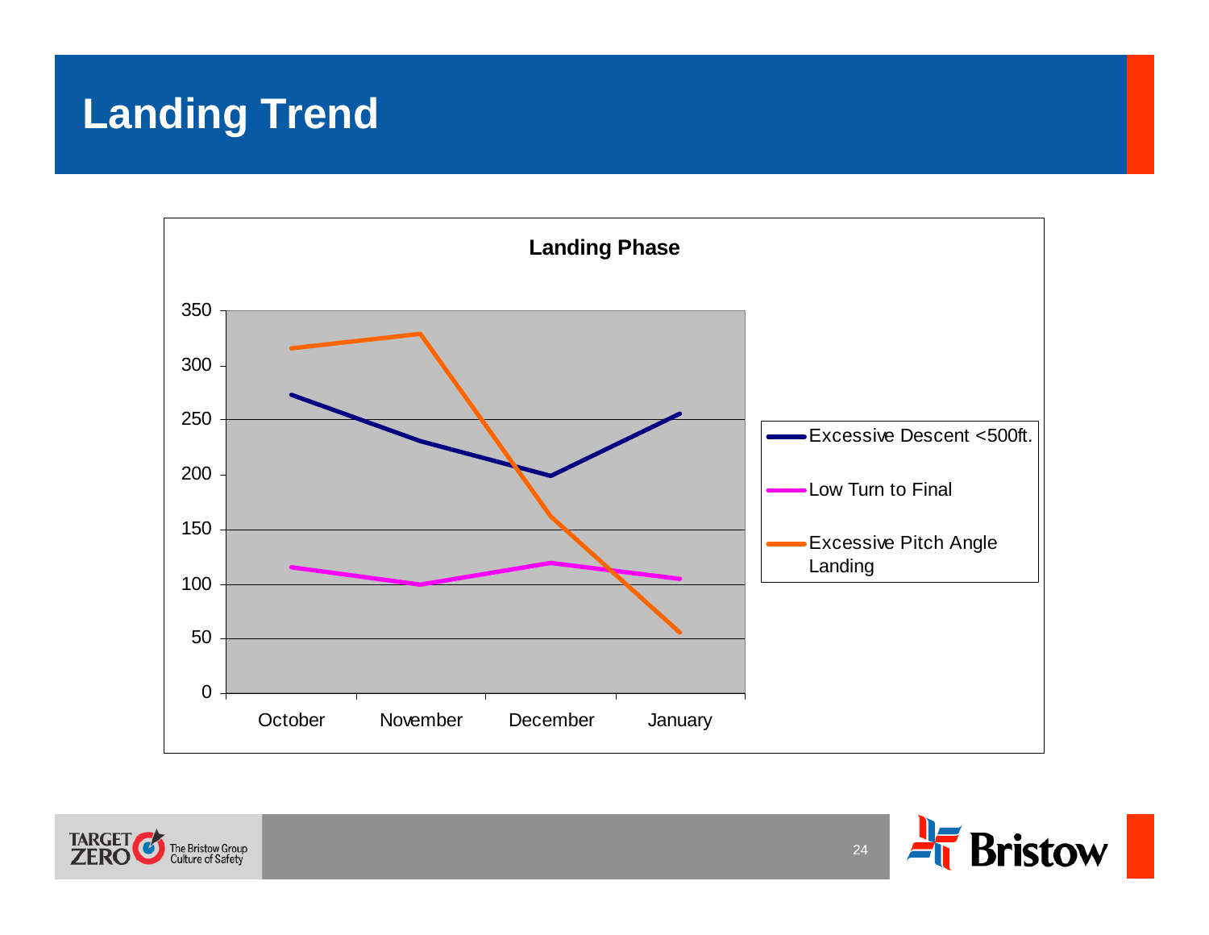# Landing Trend

**Landing Phase**

| | October | November | December | January |
|---|---|---|---|---|
| Excessive Descent <500ft. | 273 | 231 | 199 | 256 |
| Low Turn to Final | 115 | 100 | 120 | 105 |
| Excessive Pitch Angle Landing | 316 | 329 | 162 | 56 |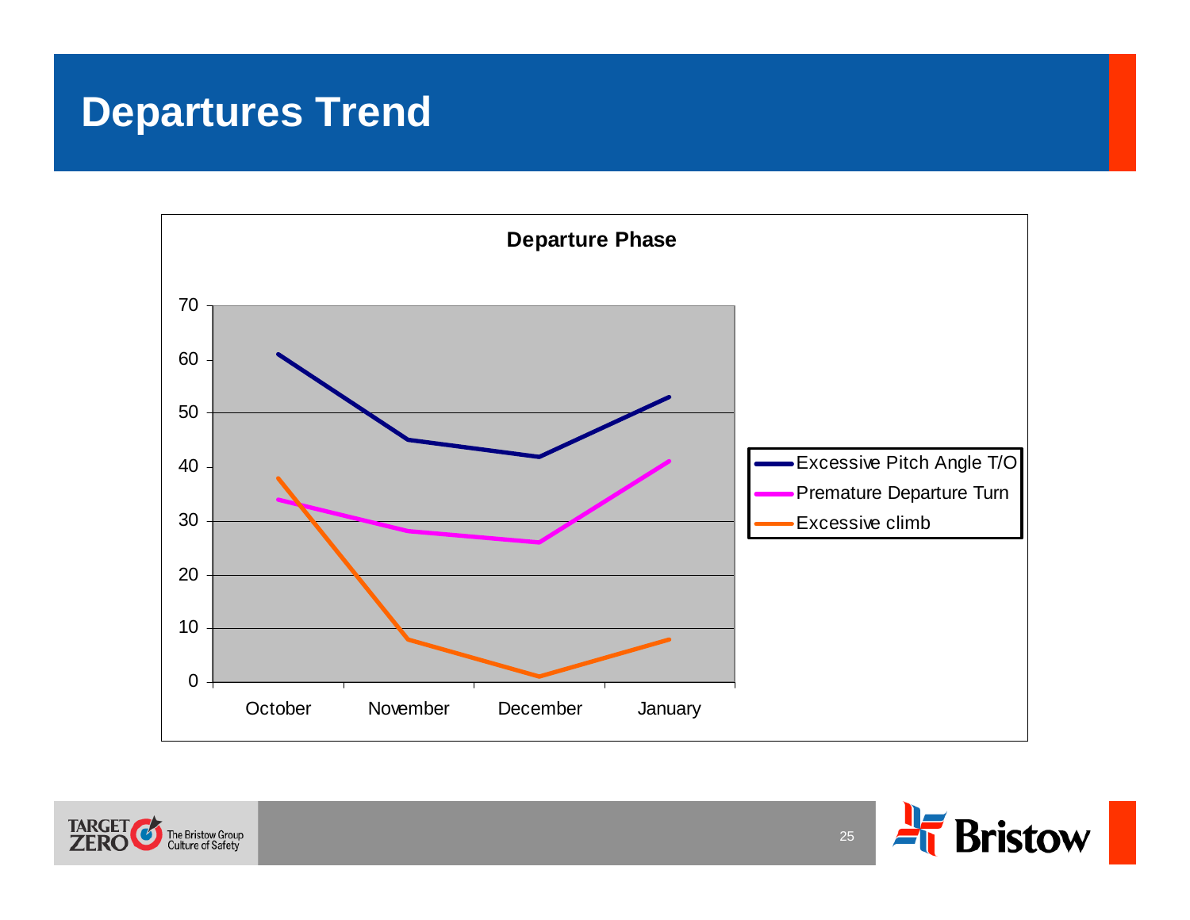# Departures Trend

**Departure Phase**

| | October | November | December | January |
|---|---|---|---|---|
| Excessive Pitch Angle T/O | 61 | 45 | 42 | 53 |
| Premature Departure Turn | 34 | 28 | 26 | 41 |
| Excessive climb | 38 | 8 | 1 | 8 |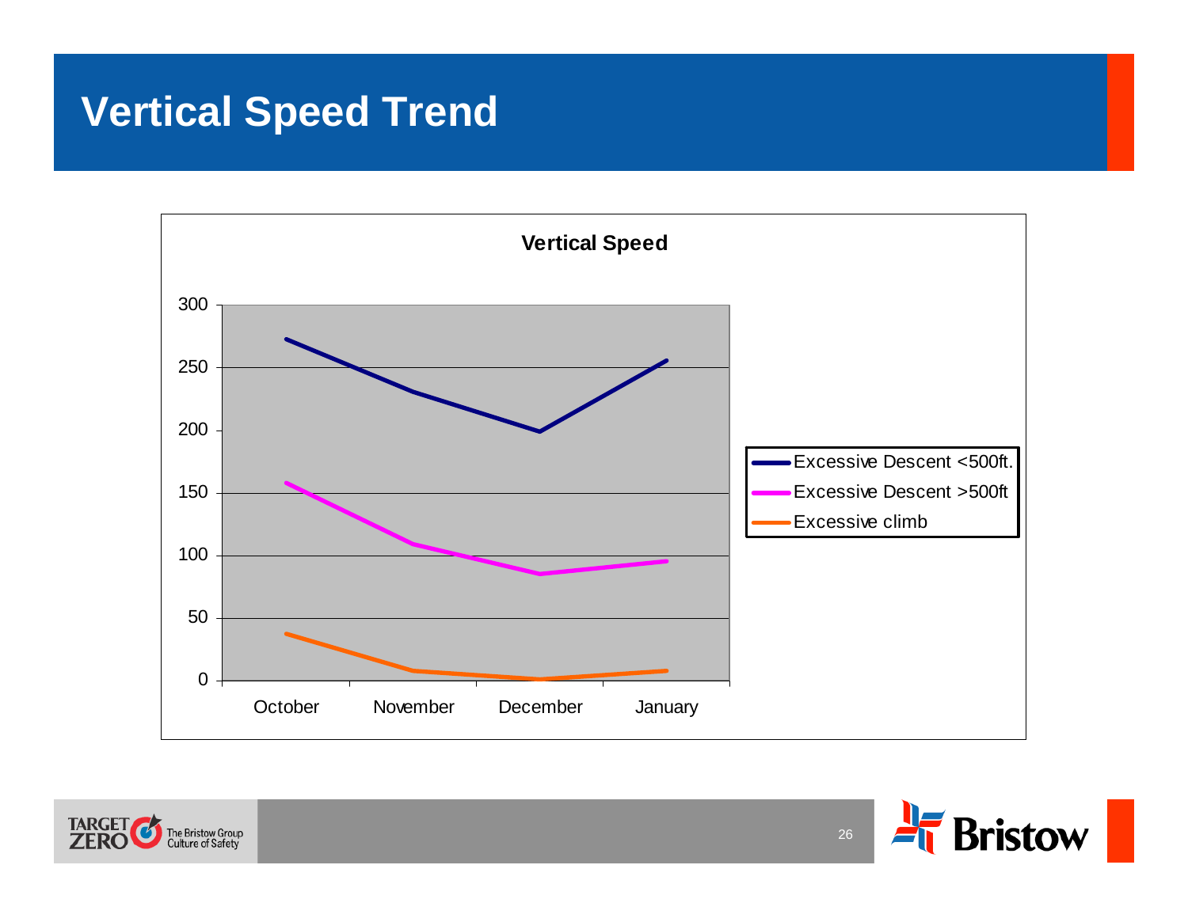# Vertical Speed Trend

**Vertical Speed**

| | October | November | December | January |
|---|---|---|---|---|
| Excessive Descent <500ft. | 273 | 231 | 199 | 256 |
| Excessive Descent >500ft | 158 | 109 | 85 | 95 |
| Excessive climb | 37 | 8 | 1 | 8 |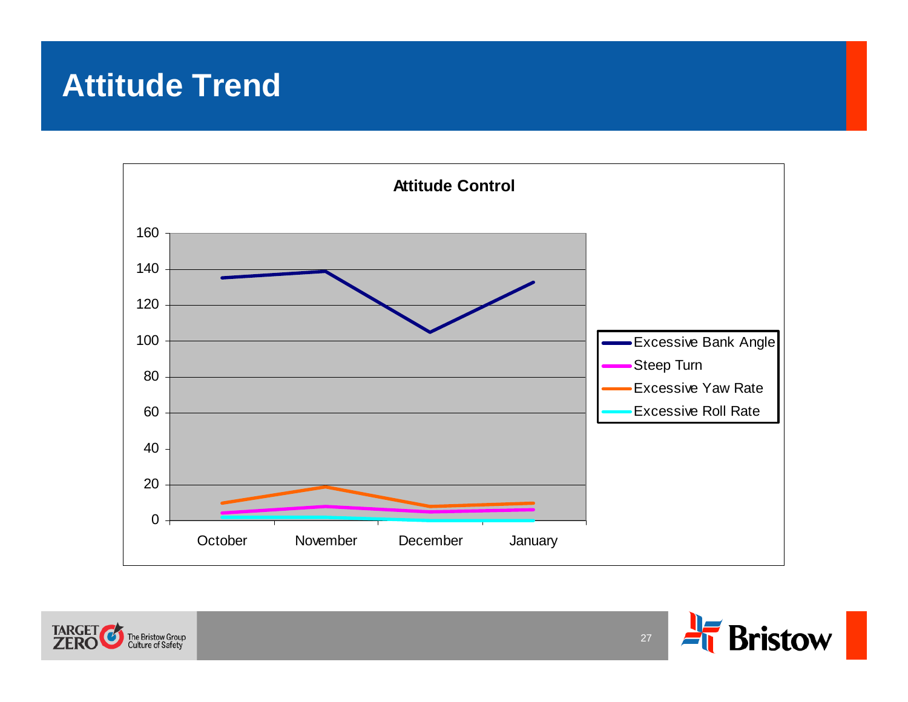# Attitude Trend

**Attitude Control**

160
140
120
100
80
60
40
20
0

October November December January

- Excessive Bank Angle
- Steep Turn
- Excessive Yaw Rate
- Excessive Roll Rate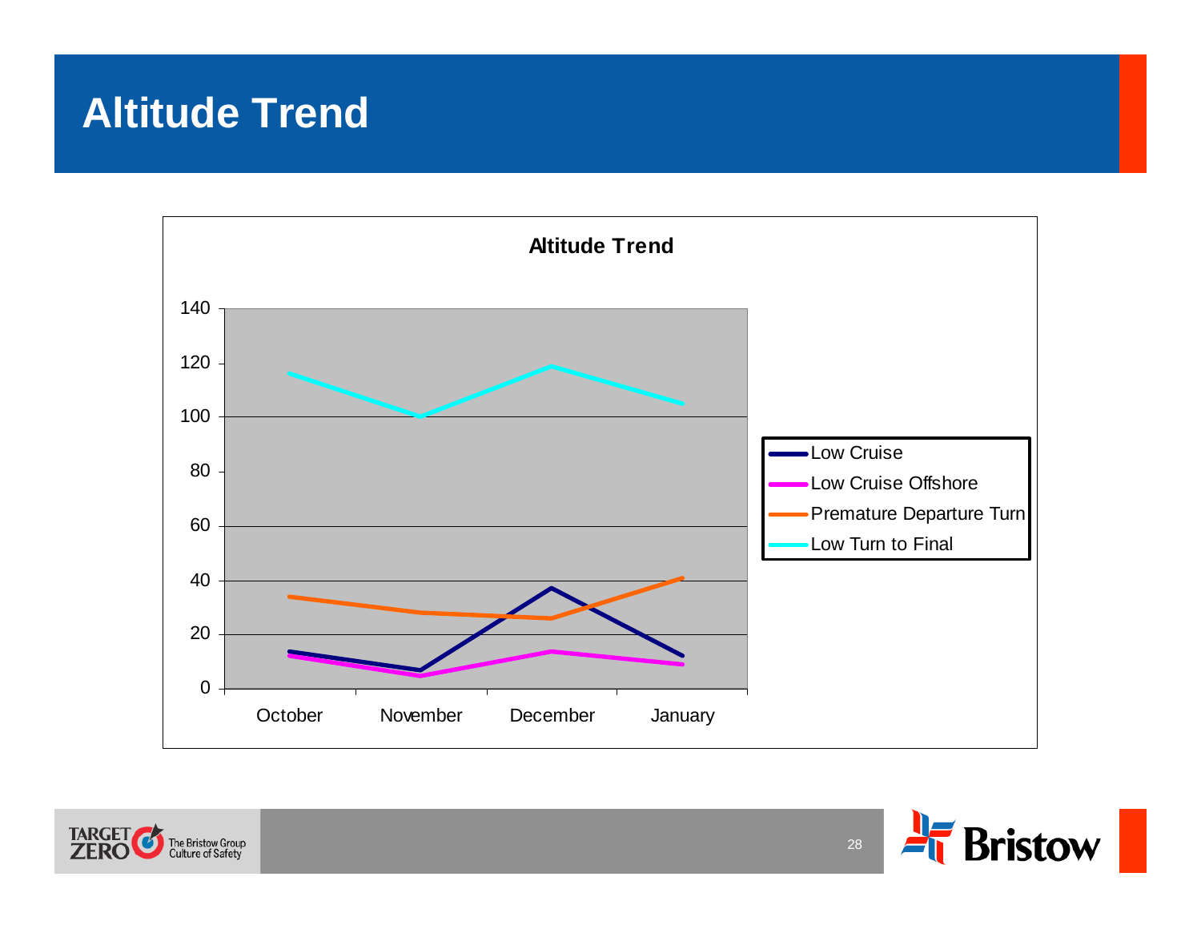# Altitude Trend

**Altitude Trend**

| | October | November | December | January |
|---|---|---|---|---|
| Low Cruise | 14 | 7 | 37 | 12 |
| Low Cruise Offshore | 12 | 5 | 14 | 9 |
| Premature Departure Turn | 34 | 28 | 26 | 41 |
| Low Turn to Final | 116 | 100 | 119 | 105 |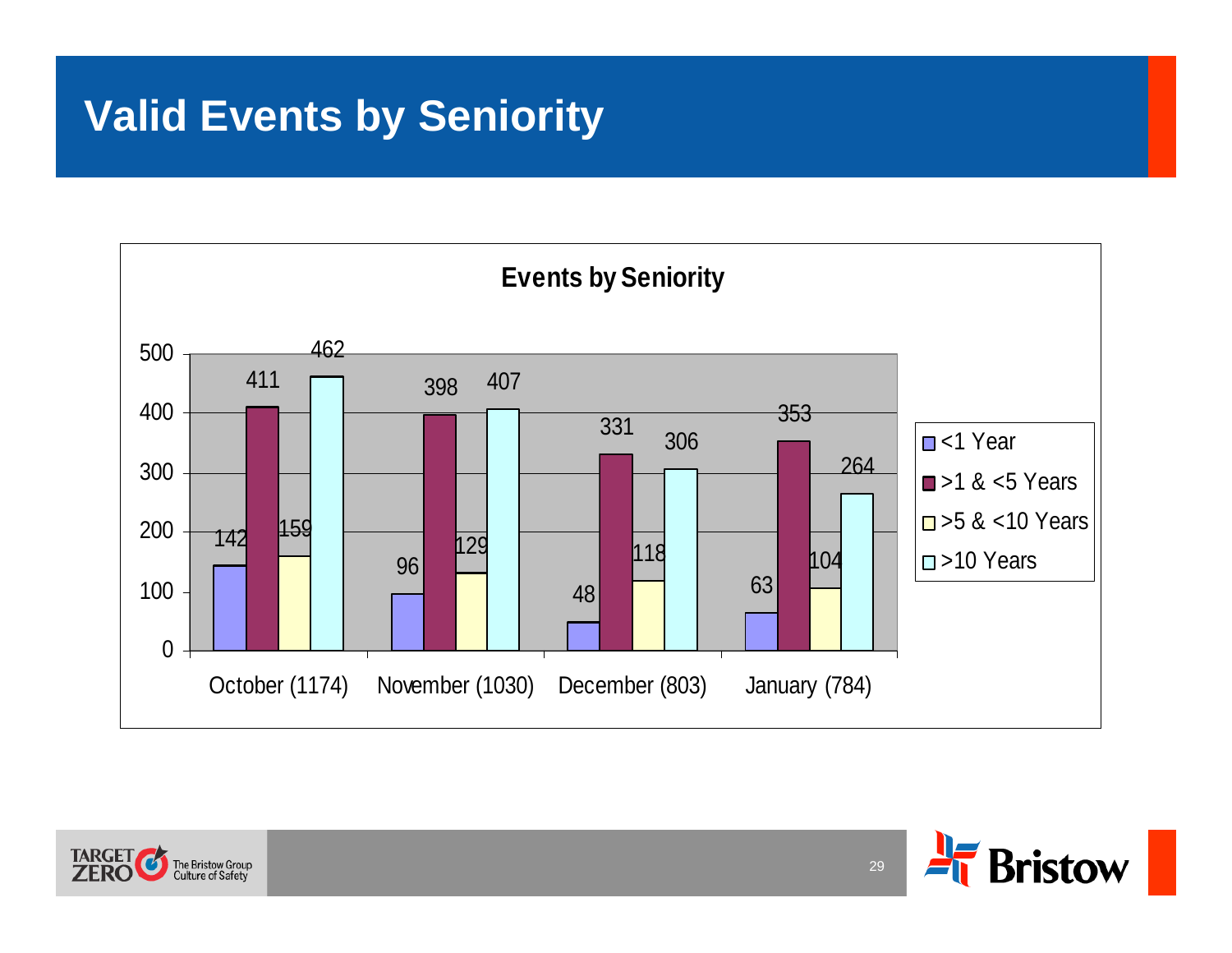# Valid Events by Seniority

**Events by Seniority**

| | <1 Year | >1 & <5 Years | >5 & <10 Years | >10 Years |
|---|---|---|---|---|
| October (1174) | 142 | 411 | 159 | 462 |
| November (1030) | 96 | 398 | 129 | 407 |
| December (803) | 48 | 331 | 118 | 306 |
| January (784) | 63 | 353 | 104 | 264 |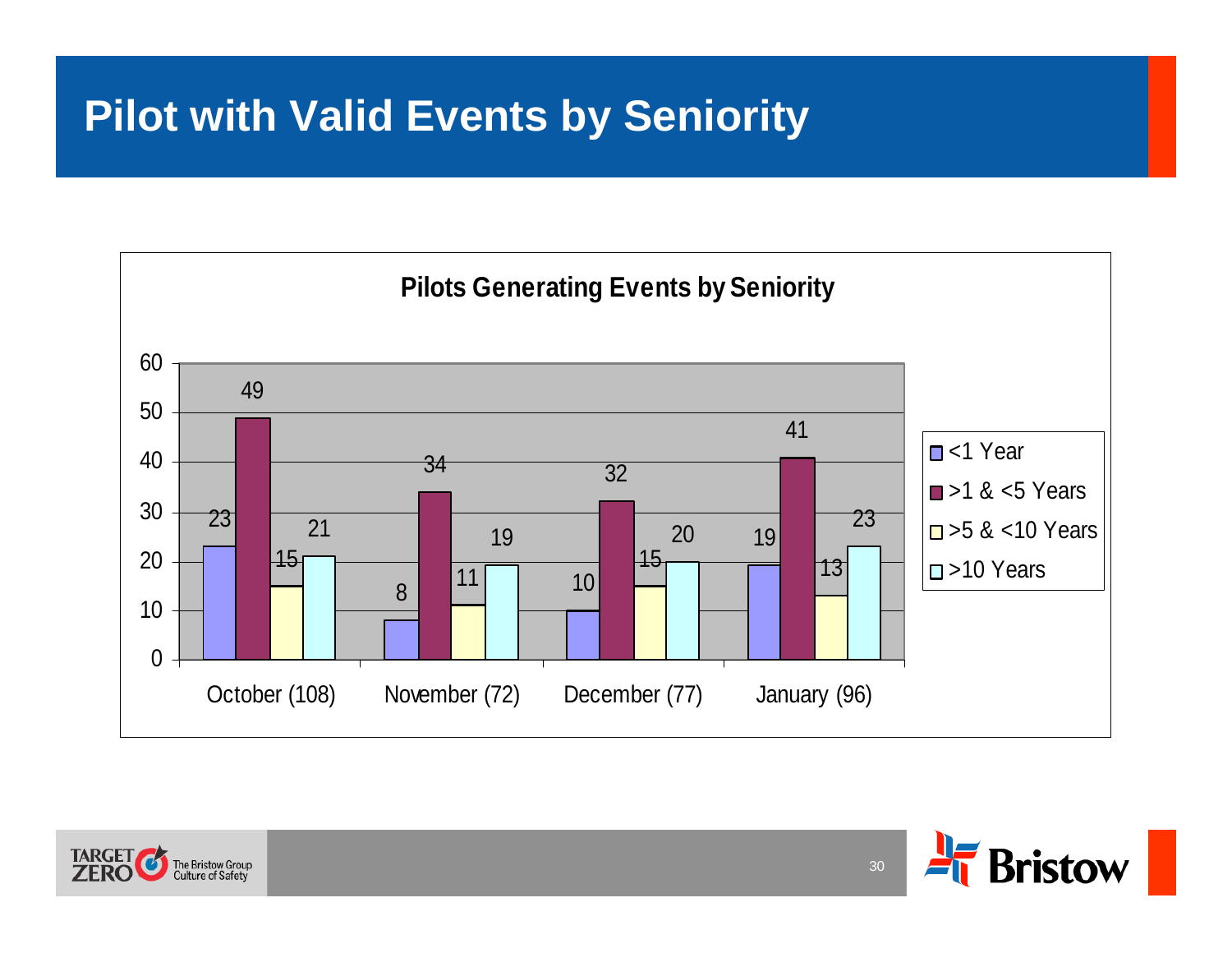# Pilot with Valid Events by Seniority

**Pilots Generating Events by Seniority**

| | <1 Year | >1 & <5 Years | >5 & <10 Years | >10 Years |
|---|---|---|---|---|
| October (108) | 23 | 49 | 15 | 21 |
| November (72) | 8 | 34 | 11 | 19 |
| December (77) | 10 | 32 | 15 | 20 |
| January (96) | 19 | 41 | 13 | 23 |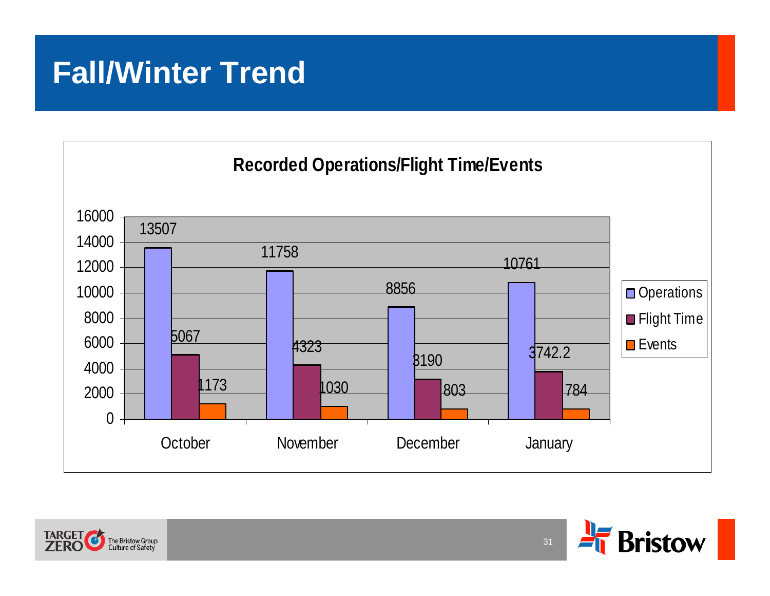# Fall/Winter Trend

**Recorded Operations/Flight Time/Events**

| | Operations | Flight Time | Events |
|---|---|---|---|
| October | 13507 | 5067 | 1173 |
| November | 11758 | 4323 | 1030 |
| December | 8856 | 3190 | 803 |
| January | 10761 | 3742.2 | 784 |

TARGET ZERO The Bristow Group Culture of Safety

Bristow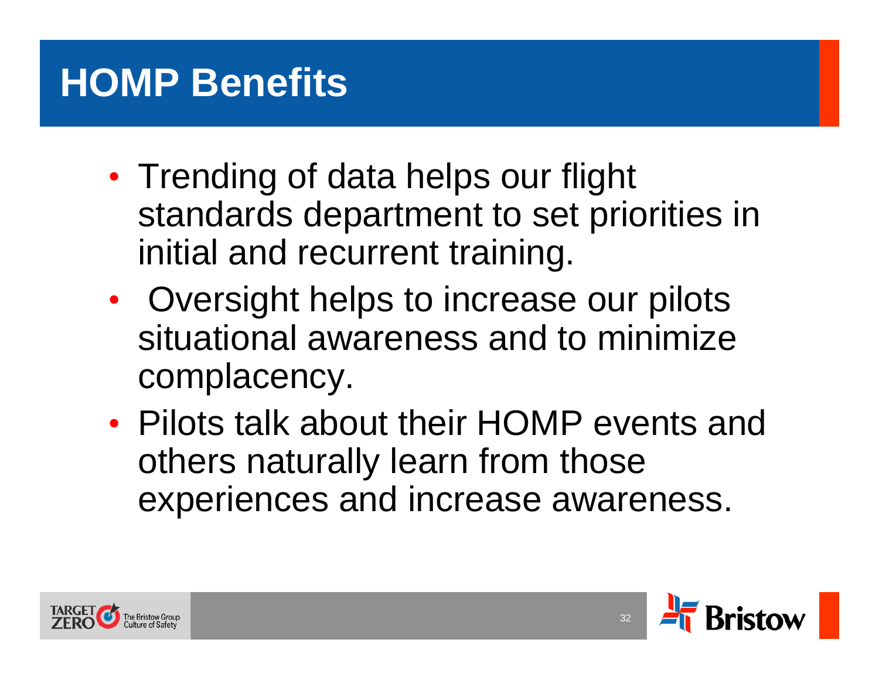# HOMP Benefits

- Trending of data helps our flight standards department to set priorities in initial and recurrent training.
- Oversight helps to increase our pilots situational awareness and to minimize complacency.
- Pilots talk about their HOMP events and others naturally learn from those experiences and increase awareness.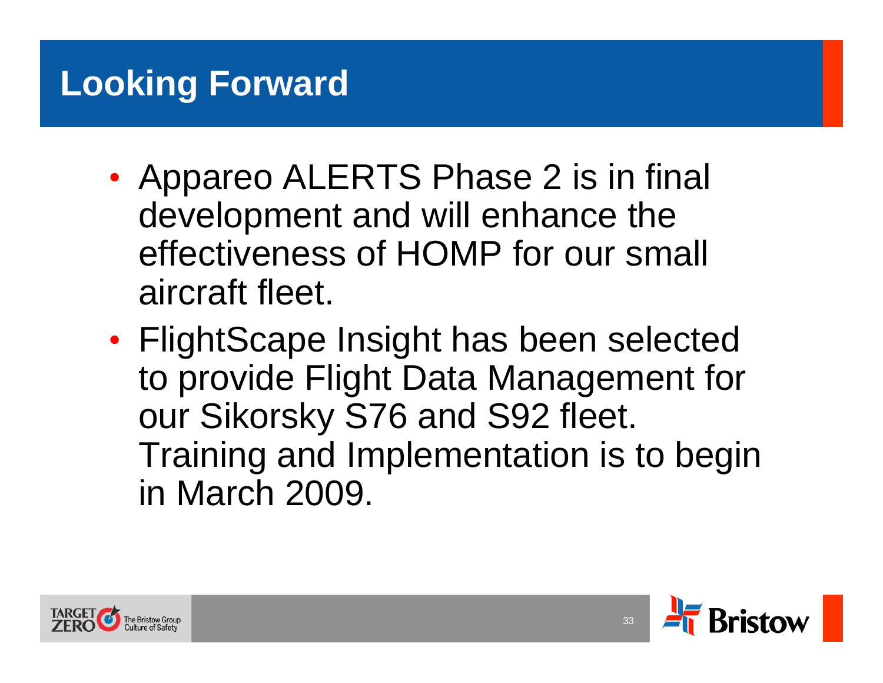# Looking Forward

- Appareo ALERTS Phase 2 is in final development and will enhance the effectiveness of HOMP for our small aircraft fleet.
- FlightScape Insight has been selected to provide Flight Data Management for our Sikorsky S76 and S92 fleet. Training and Implementation is to begin in March 2009.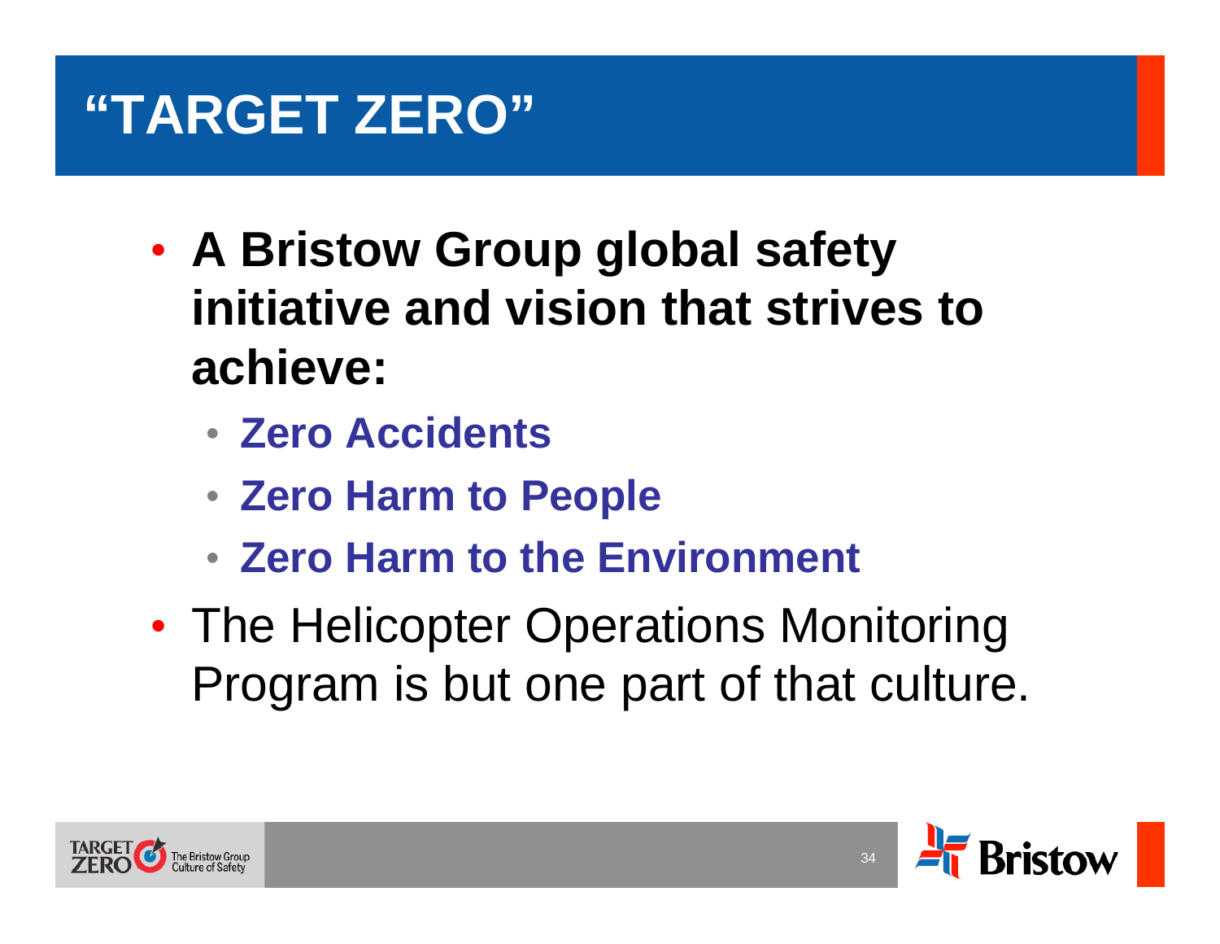# "TARGET ZERO"

- **A Bristow Group global safety initiative and vision that strives to achieve:**
  - **Zero Accidents**
  - **Zero Harm to People**
  - **Zero Harm to the Environment**
- The Helicopter Operations Monitoring Program is but one part of that culture.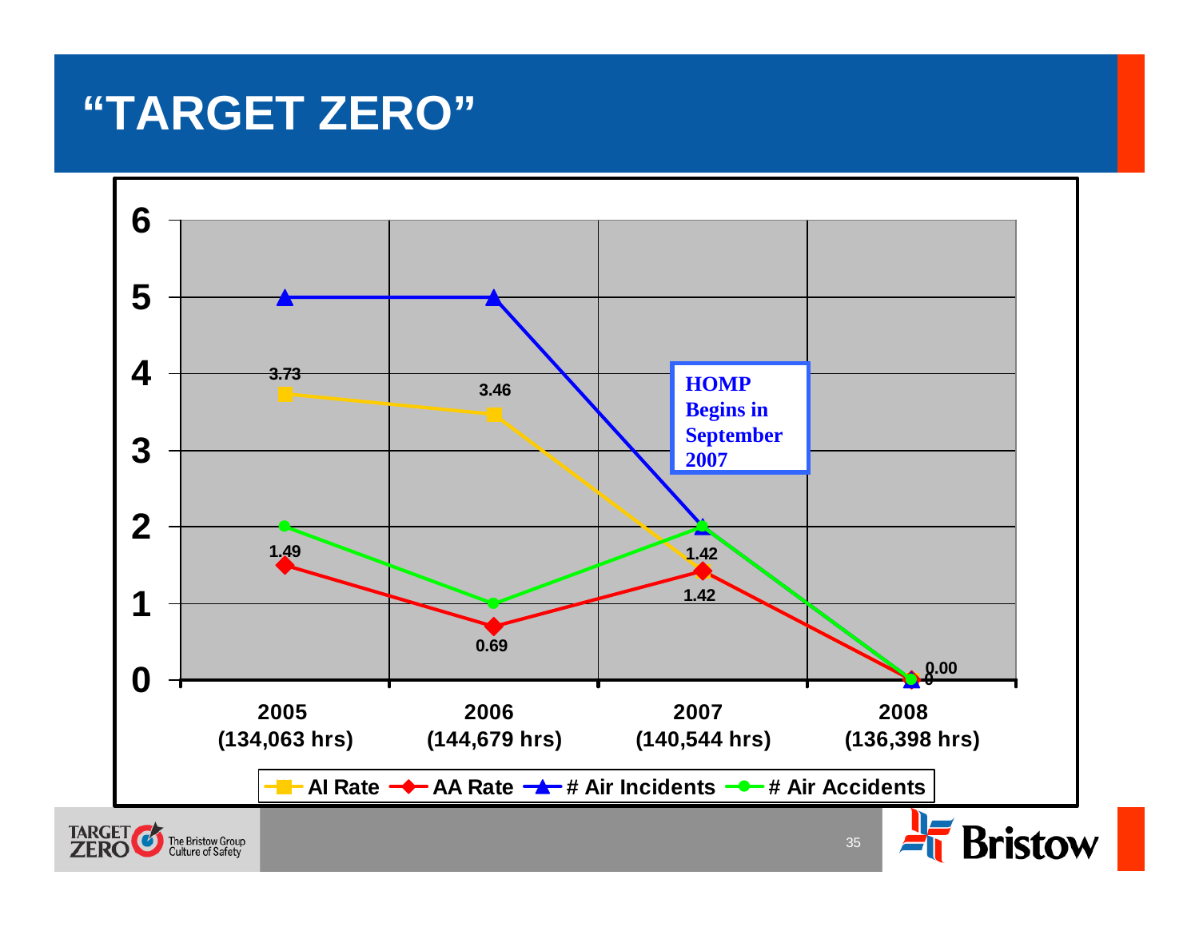# "TARGET ZERO"

| Year | AI Rate | AA Rate | # Air Incidents | # Air Accidents |
| --- | --- | --- | --- | --- |
| 2005 (134,063 hrs) | 3.73 | 1.49 | 5 | 2 |
| 2006 (144,679 hrs) | 3.46 | 0.69 | 5 | 1 |
| 2007 (140,544 hrs) | 1.42 | 1.42 | 2 | 2 |
| 2008 (136,398 hrs) | 0.00 | 0 | 0 | 0 |

HOMP Begins in September 2007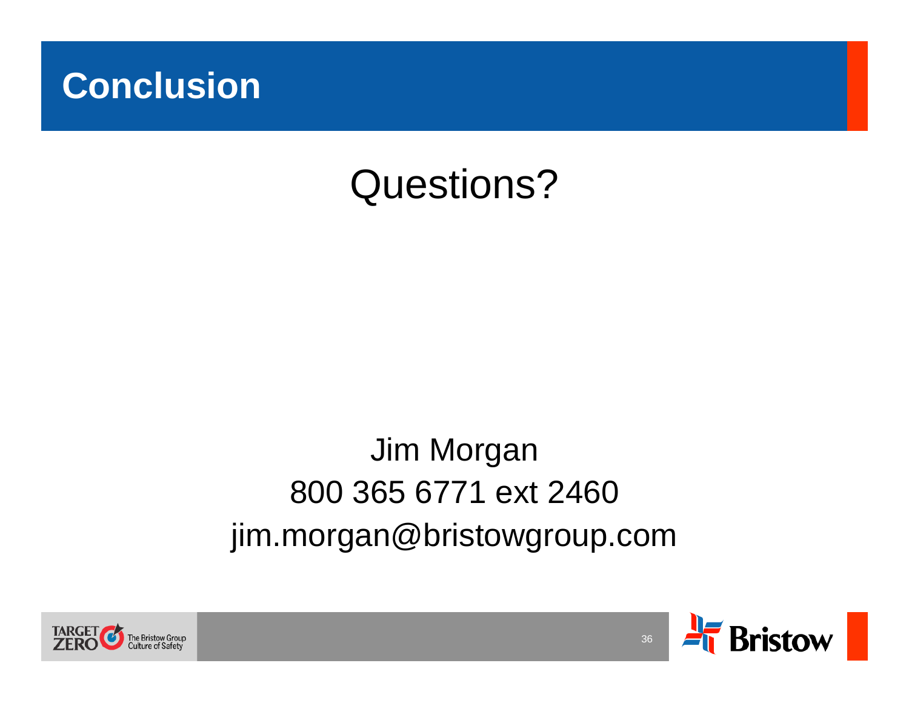# Conclusion

Questions?

Jim Morgan
800 365 6771 ext 2460
jim.morgan@bristowgroup.com